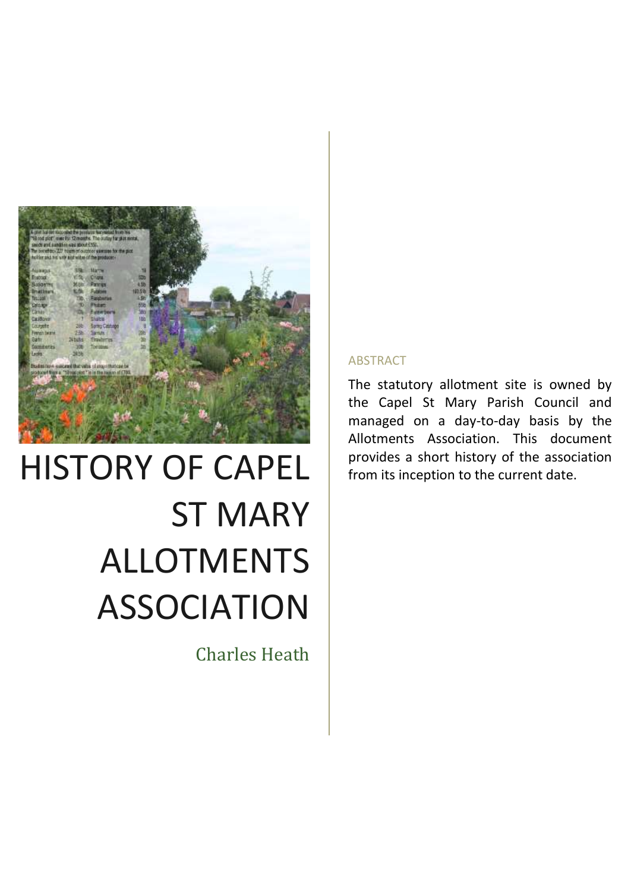# HISTORY OF CAPEL ST MARY ALLOTMENTS ASSOCIATION

Charles Heath

## ABSTRACT

The statutory allotment site is owned by the Capel St Mary Parish Council and managed on a day-to-day basis by the Allotments Association. This document provides a short history of the association from its inception to the current date.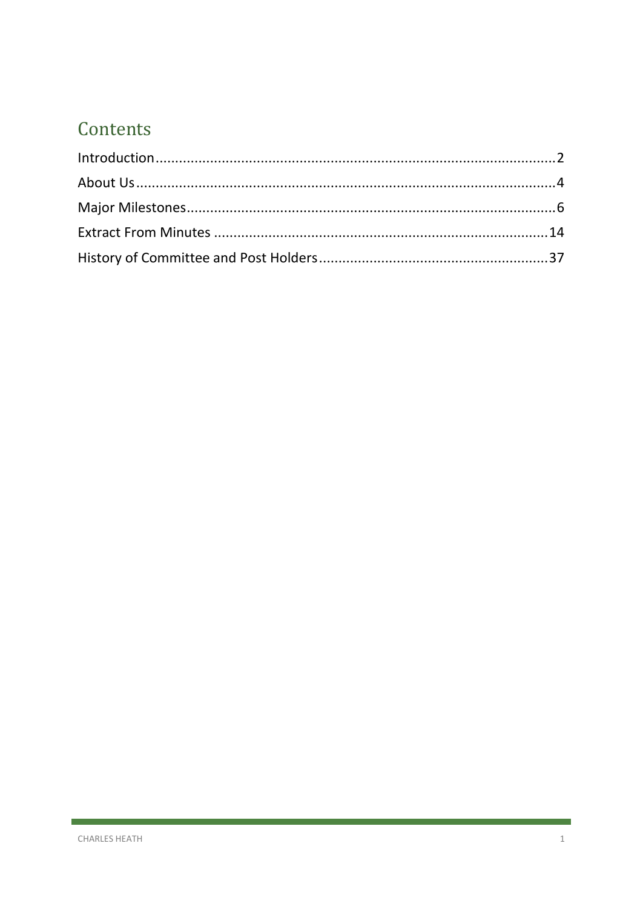# Contents

Introduction....................................................................................................2

About Us..........................................................................................................4

Major Milestones.............................................................................................6

Extract From Minutes ....................................................................................14

History of Committee and Post Holders.........................................................37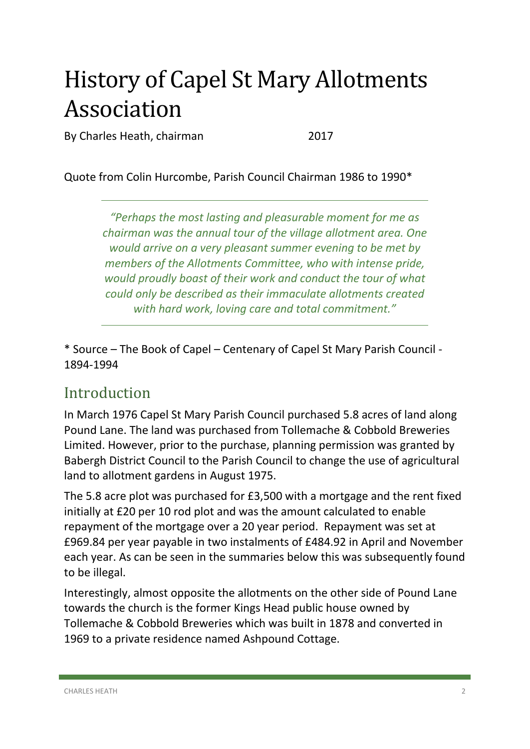# History of Capel St Mary Allotments Association

By Charles Heath, chairman 2017

Quote from Colin Hurcombe, Parish Council Chairman 1986 to 1990*

---

> *"Perhaps the most lasting and pleasurable moment for me as chairman was the annual tour of the village allotment area. One would arrive on a very pleasant summer evening to be met by members of the Allotments Committee, who with intense pride, would proudly boast of their work and conduct the tour of what could only be described as their immaculate allotments created with hard work, loving care and total commitment."*

---

* Source – The Book of Capel – Centenary of Capel St Mary Parish Council - 1894-1994

## Introduction

In March 1976 Capel St Mary Parish Council purchased 5.8 acres of land along Pound Lane. The land was purchased from Tollemache & Cobbold Breweries Limited. However, prior to the purchase, planning permission was granted by Babergh District Council to the Parish Council to change the use of agricultural land to allotment gardens in August 1975.

The 5.8 acre plot was purchased for £3,500 with a mortgage and the rent fixed initially at £20 per 10 rod plot and was the amount calculated to enable repayment of the mortgage over a 20 year period. Repayment was set at £969.84 per year payable in two instalments of £484.92 in April and November each year. As can be seen in the summaries below this was subsequently found to be illegal.

Interestingly, almost opposite the allotments on the other side of Pound Lane towards the church is the former Kings Head public house owned by Tollemache & Cobbold Breweries which was built in 1878 and converted in 1969 to a private residence named Ashpound Cottage.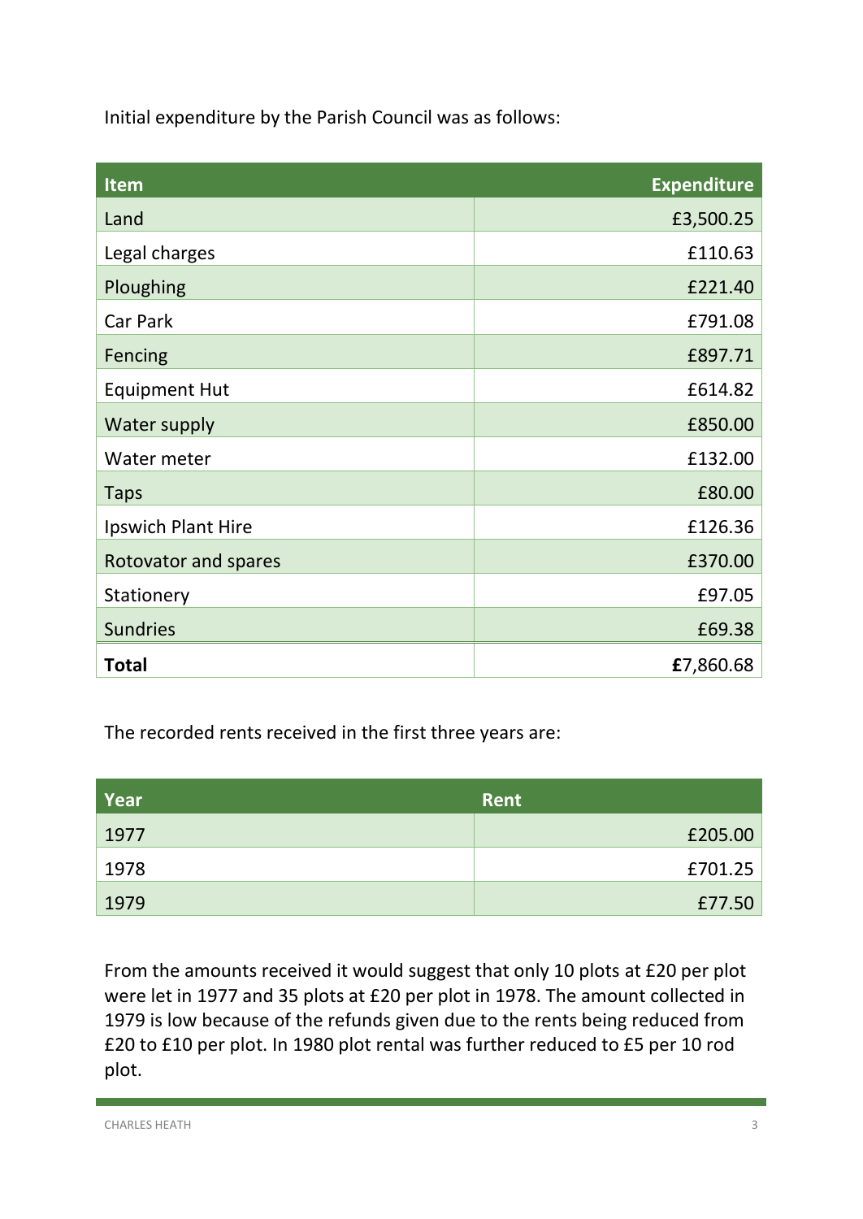Initial expenditure by the Parish Council was as follows:

| Item | Expenditure |
|---|---:|
| Land | £3,500.25 |
| Legal charges | £110.63 |
| Ploughing | £221.40 |
| Car Park | £791.08 |
| Fencing | £897.71 |
| Equipment Hut | £614.82 |
| Water supply | £850.00 |
| Water meter | £132.00 |
| Taps | £80.00 |
| Ipswich Plant Hire | £126.36 |
| Rotovator and spares | £370.00 |
| Stationery | £97.05 |
| Sundries | £69.38 |
| **Total** | **£**7,860.68 |

The recorded rents received in the first three years are:

| Year | Rent |
|---|---:|
| 1977 | £205.00 |
| 1978 | £701.25 |
| 1979 | £77.50 |

From the amounts received it would suggest that only 10 plots at £20 per plot were let in 1977 and 35 plots at £20 per plot in 1978. The amount collected in 1979 is low because of the refunds given due to the rents being reduced from £20 to £10 per plot. In 1980 plot rental was further reduced to £5 per 10 rod plot.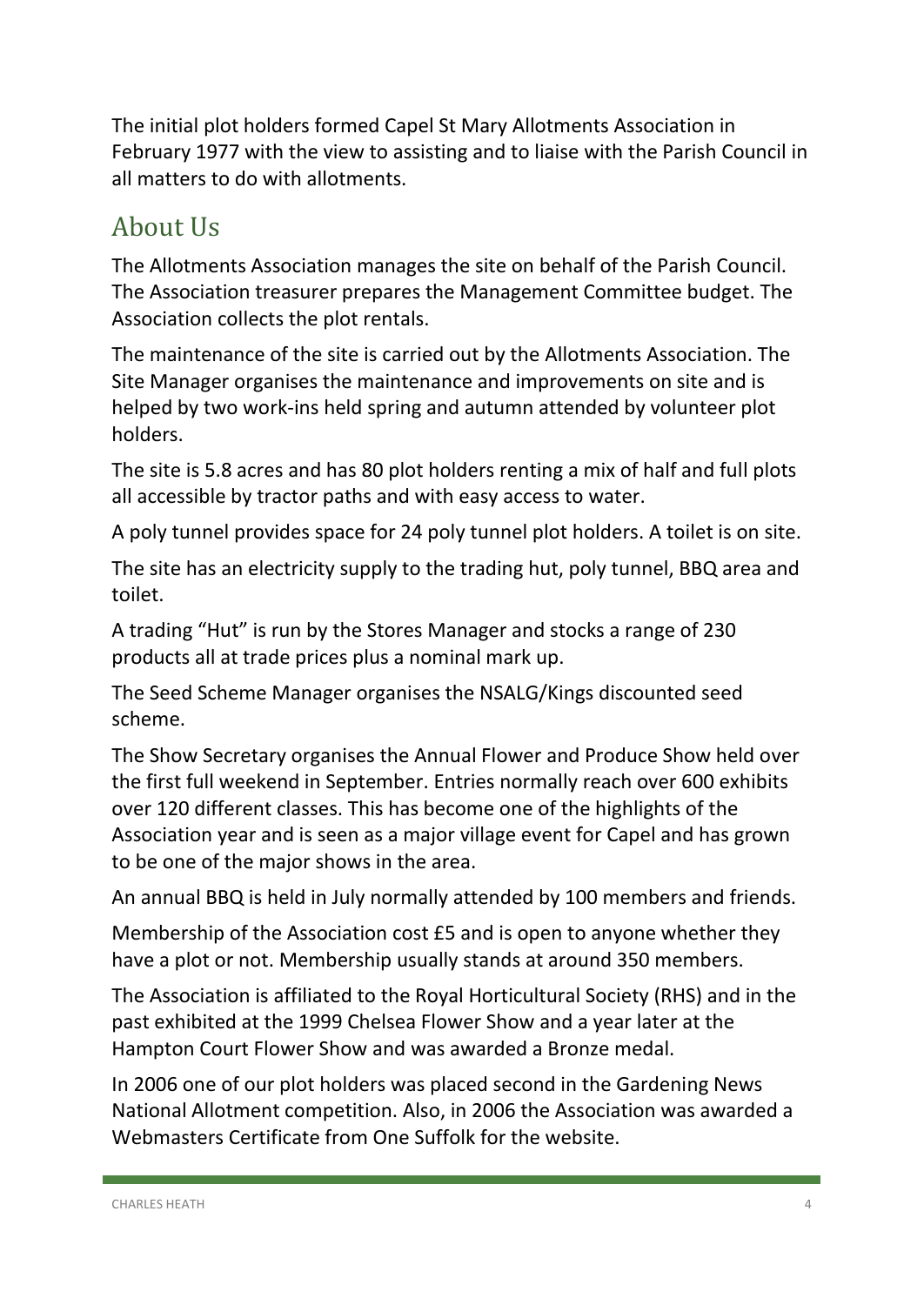The initial plot holders formed Capel St Mary Allotments Association in February 1977 with the view to assisting and to liaise with the Parish Council in all matters to do with allotments.

## About Us

The Allotments Association manages the site on behalf of the Parish Council. The Association treasurer prepares the Management Committee budget. The Association collects the plot rentals.

The maintenance of the site is carried out by the Allotments Association. The Site Manager organises the maintenance and improvements on site and is helped by two work-ins held spring and autumn attended by volunteer plot holders.

The site is 5.8 acres and has 80 plot holders renting a mix of half and full plots all accessible by tractor paths and with easy access to water.

A poly tunnel provides space for 24 poly tunnel plot holders. A toilet is on site.

The site has an electricity supply to the trading hut, poly tunnel, BBQ area and toilet.

A trading "Hut" is run by the Stores Manager and stocks a range of 230 products all at trade prices plus a nominal mark up.

The Seed Scheme Manager organises the NSALG/Kings discounted seed scheme.

The Show Secretary organises the Annual Flower and Produce Show held over the first full weekend in September. Entries normally reach over 600 exhibits over 120 different classes. This has become one of the highlights of the Association year and is seen as a major village event for Capel and has grown to be one of the major shows in the area.

An annual BBQ is held in July normally attended by 100 members and friends.

Membership of the Association cost £5 and is open to anyone whether they have a plot or not. Membership usually stands at around 350 members.

The Association is affiliated to the Royal Horticultural Society (RHS) and in the past exhibited at the 1999 Chelsea Flower Show and a year later at the Hampton Court Flower Show and was awarded a Bronze medal.

In 2006 one of our plot holders was placed second in the Gardening News National Allotment competition. Also, in 2006 the Association was awarded a Webmasters Certificate from One Suffolk for the website.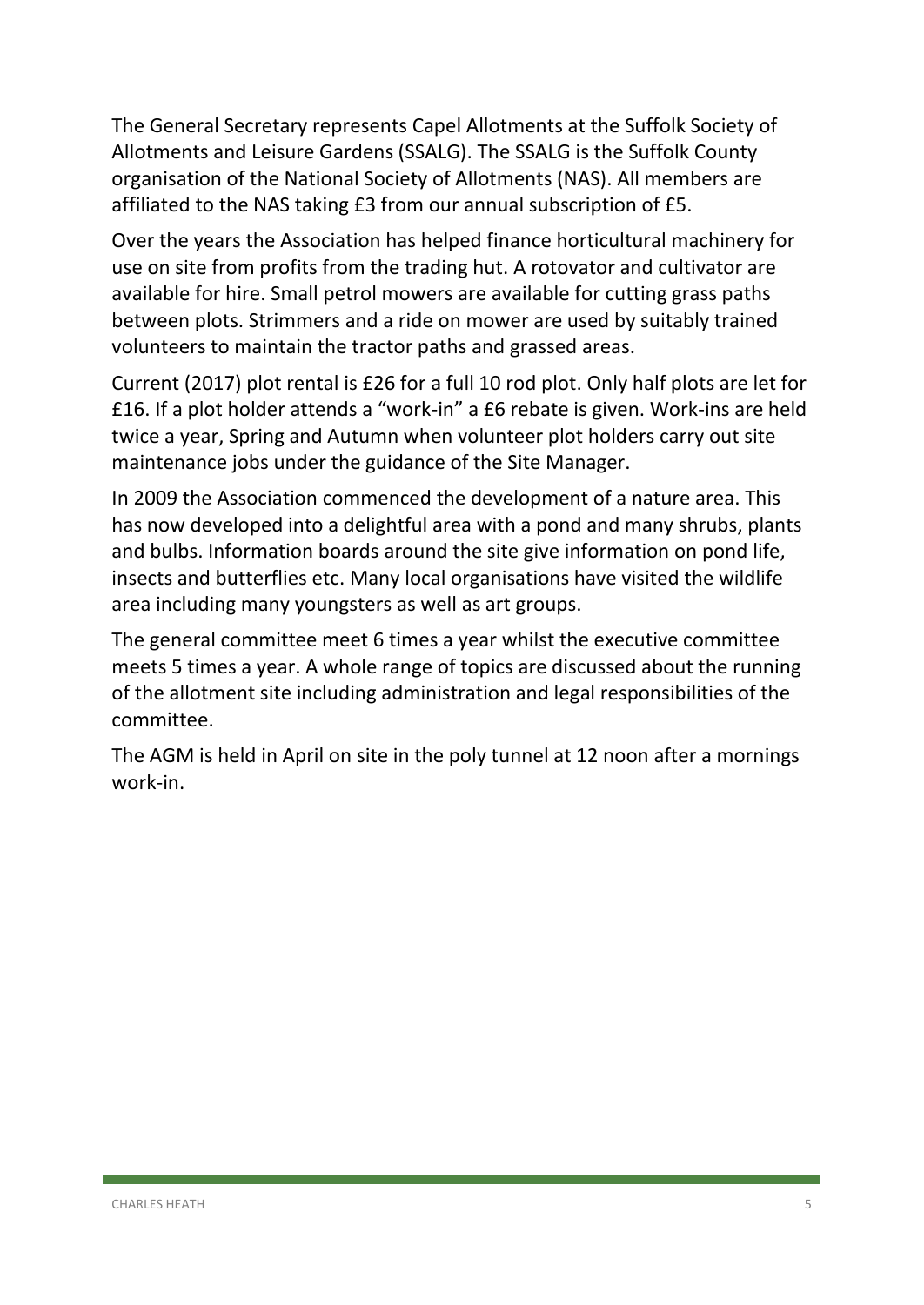The General Secretary represents Capel Allotments at the Suffolk Society of Allotments and Leisure Gardens (SSALG). The SSALG is the Suffolk County organisation of the National Society of Allotments (NAS). All members are affiliated to the NAS taking £3 from our annual subscription of £5.

Over the years the Association has helped finance horticultural machinery for use on site from profits from the trading hut. A rotovator and cultivator are available for hire. Small petrol mowers are available for cutting grass paths between plots. Strimmers and a ride on mower are used by suitably trained volunteers to maintain the tractor paths and grassed areas.

Current (2017) plot rental is £26 for a full 10 rod plot. Only half plots are let for £16. If a plot holder attends a "work-in" a £6 rebate is given. Work-ins are held twice a year, Spring and Autumn when volunteer plot holders carry out site maintenance jobs under the guidance of the Site Manager.

In 2009 the Association commenced the development of a nature area. This has now developed into a delightful area with a pond and many shrubs, plants and bulbs. Information boards around the site give information on pond life, insects and butterflies etc. Many local organisations have visited the wildlife area including many youngsters as well as art groups.

The general committee meet 6 times a year whilst the executive committee meets 5 times a year. A whole range of topics are discussed about the running of the allotment site including administration and legal responsibilities of the committee.

The AGM is held in April on site in the poly tunnel at 12 noon after a mornings work-in.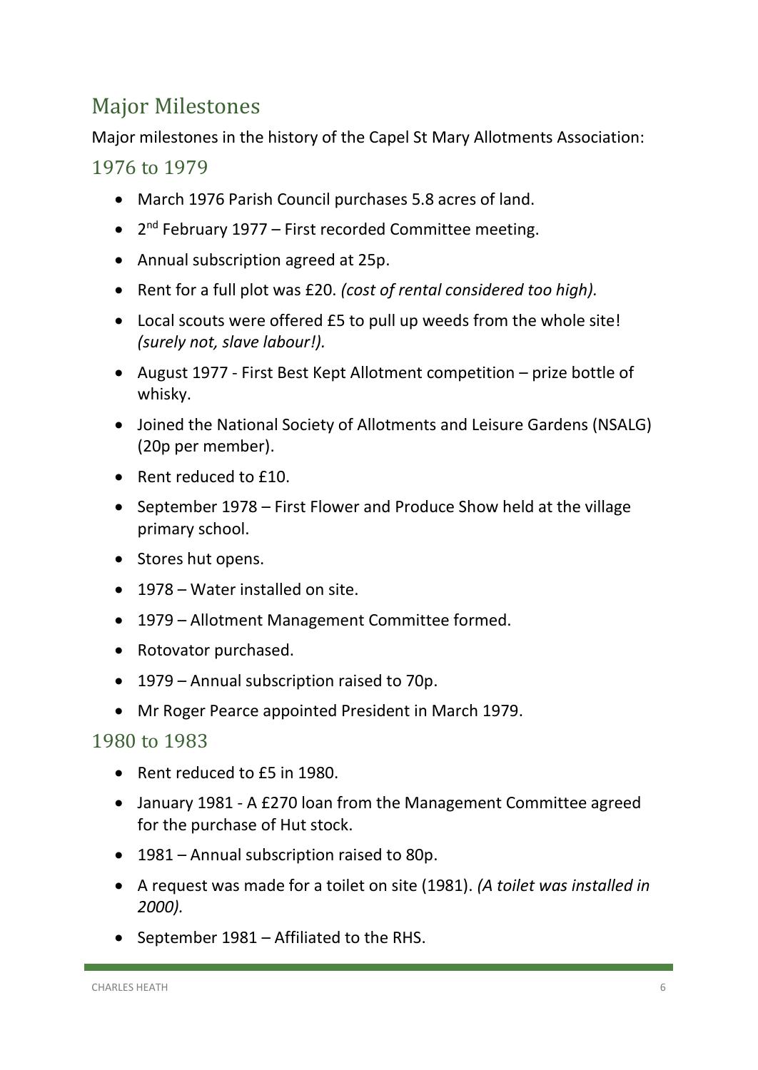## Major Milestones

Major milestones in the history of the Capel St Mary Allotments Association:

### 1976 to 1979

- March 1976 Parish Council purchases 5.8 acres of land.
- 2nd February 1977 – First recorded Committee meeting.
- Annual subscription agreed at 25p.
- Rent for a full plot was £20. *(cost of rental considered too high).*
- Local scouts were offered £5 to pull up weeds from the whole site! *(surely not, slave labour!).*
- August 1977 - First Best Kept Allotment competition – prize bottle of whisky.
- Joined the National Society of Allotments and Leisure Gardens (NSALG) (20p per member).
- Rent reduced to £10.
- September 1978 – First Flower and Produce Show held at the village primary school.
- Stores hut opens.
- 1978 – Water installed on site.
- 1979 – Allotment Management Committee formed.
- Rotovator purchased.
- 1979 – Annual subscription raised to 70p.
- Mr Roger Pearce appointed President in March 1979.

### 1980 to 1983

- Rent reduced to £5 in 1980.
- January 1981 - A £270 loan from the Management Committee agreed for the purchase of Hut stock.
- 1981 – Annual subscription raised to 80p.
- A request was made for a toilet on site (1981). *(A toilet was installed in 2000).*
- September 1981 – Affiliated to the RHS.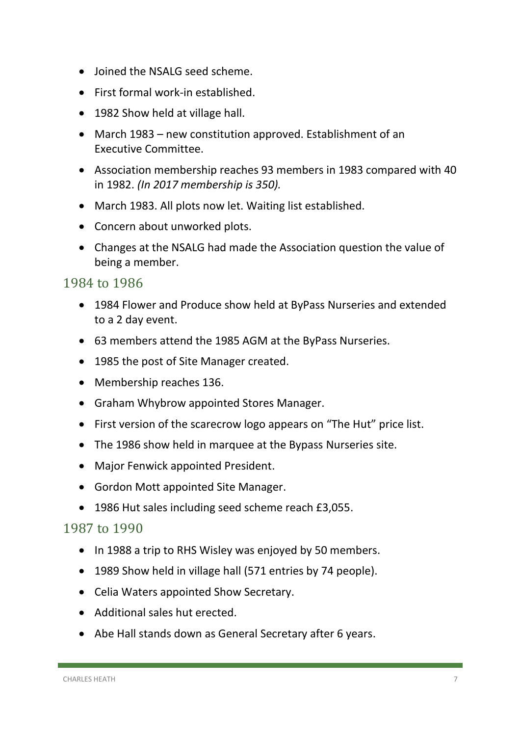- Joined the NSALG seed scheme.
- First formal work-in established.
- 1982 Show held at village hall.
- March 1983 – new constitution approved. Establishment of an Executive Committee.
- Association membership reaches 93 members in 1983 compared with 40 in 1982. *(In 2017 membership is 350).*
- March 1983. All plots now let. Waiting list established.
- Concern about unworked plots.
- Changes at the NSALG had made the Association question the value of being a member.

## 1984 to 1986

- 1984 Flower and Produce show held at ByPass Nurseries and extended to a 2 day event.
- 63 members attend the 1985 AGM at the ByPass Nurseries.
- 1985 the post of Site Manager created.
- Membership reaches 136.
- Graham Whybrow appointed Stores Manager.
- First version of the scarecrow logo appears on "The Hut" price list.
- The 1986 show held in marquee at the Bypass Nurseries site.
- Major Fenwick appointed President.
- Gordon Mott appointed Site Manager.
- 1986 Hut sales including seed scheme reach £3,055.

## 1987 to 1990

- In 1988 a trip to RHS Wisley was enjoyed by 50 members.
- 1989 Show held in village hall (571 entries by 74 people).
- Celia Waters appointed Show Secretary.
- Additional sales hut erected.
- Abe Hall stands down as General Secretary after 6 years.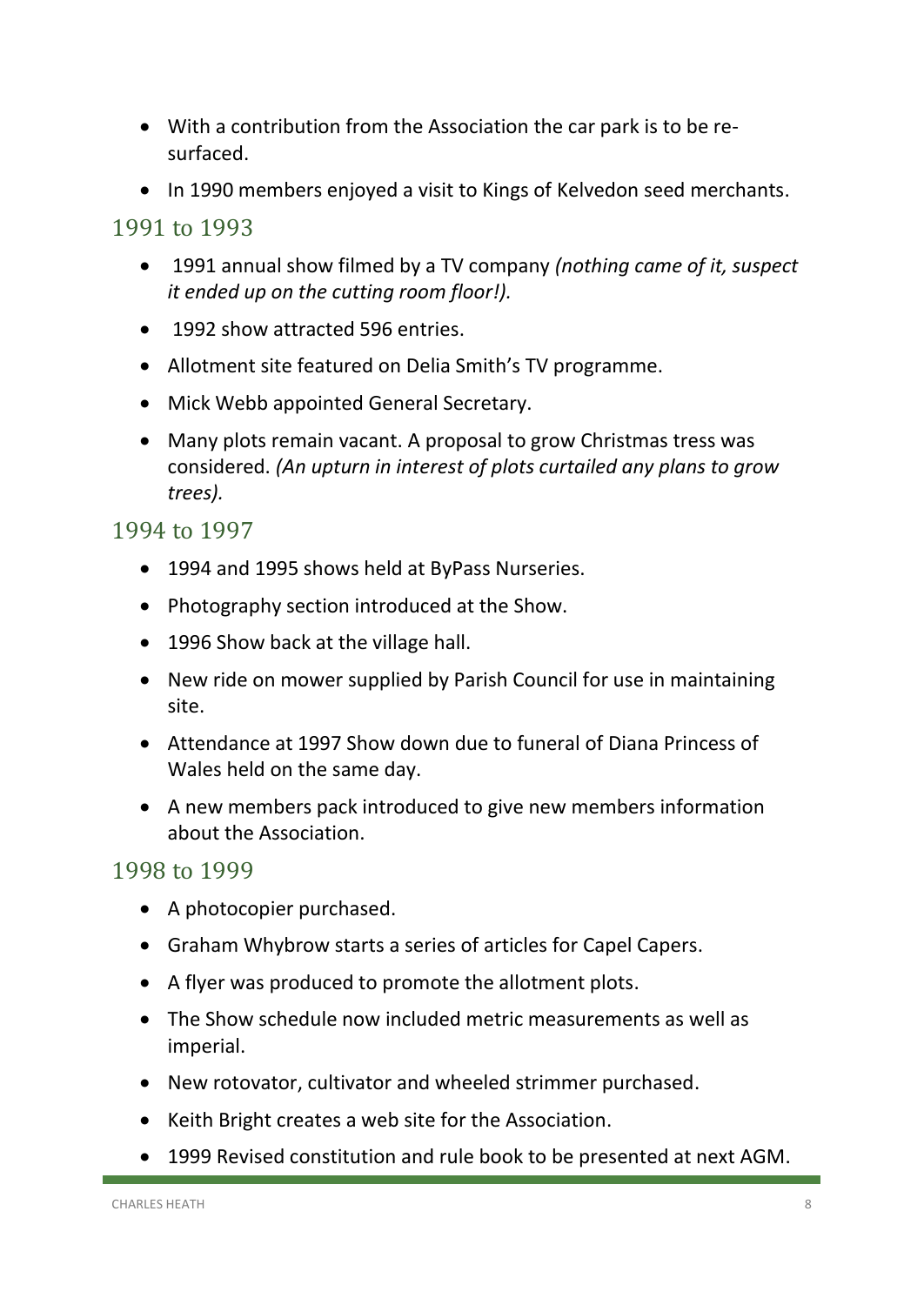- With a contribution from the Association the car park is to be re-surfaced.
- In 1990 members enjoyed a visit to Kings of Kelvedon seed merchants.

## 1991 to 1993

- 1991 annual show filmed by a TV company *(nothing came of it, suspect it ended up on the cutting room floor!).*
- 1992 show attracted 596 entries.
- Allotment site featured on Delia Smith's TV programme.
- Mick Webb appointed General Secretary.
- Many plots remain vacant. A proposal to grow Christmas tress was considered. *(An upturn in interest of plots curtailed any plans to grow trees).*

## 1994 to 1997

- 1994 and 1995 shows held at ByPass Nurseries.
- Photography section introduced at the Show.
- 1996 Show back at the village hall.
- New ride on mower supplied by Parish Council for use in maintaining site.
- Attendance at 1997 Show down due to funeral of Diana Princess of Wales held on the same day.
- A new members pack introduced to give new members information about the Association.

## 1998 to 1999

- A photocopier purchased.
- Graham Whybrow starts a series of articles for Capel Capers.
- A flyer was produced to promote the allotment plots.
- The Show schedule now included metric measurements as well as imperial.
- New rotovator, cultivator and wheeled strimmer purchased.
- Keith Bright creates a web site for the Association.
- 1999 Revised constitution and rule book to be presented at next AGM.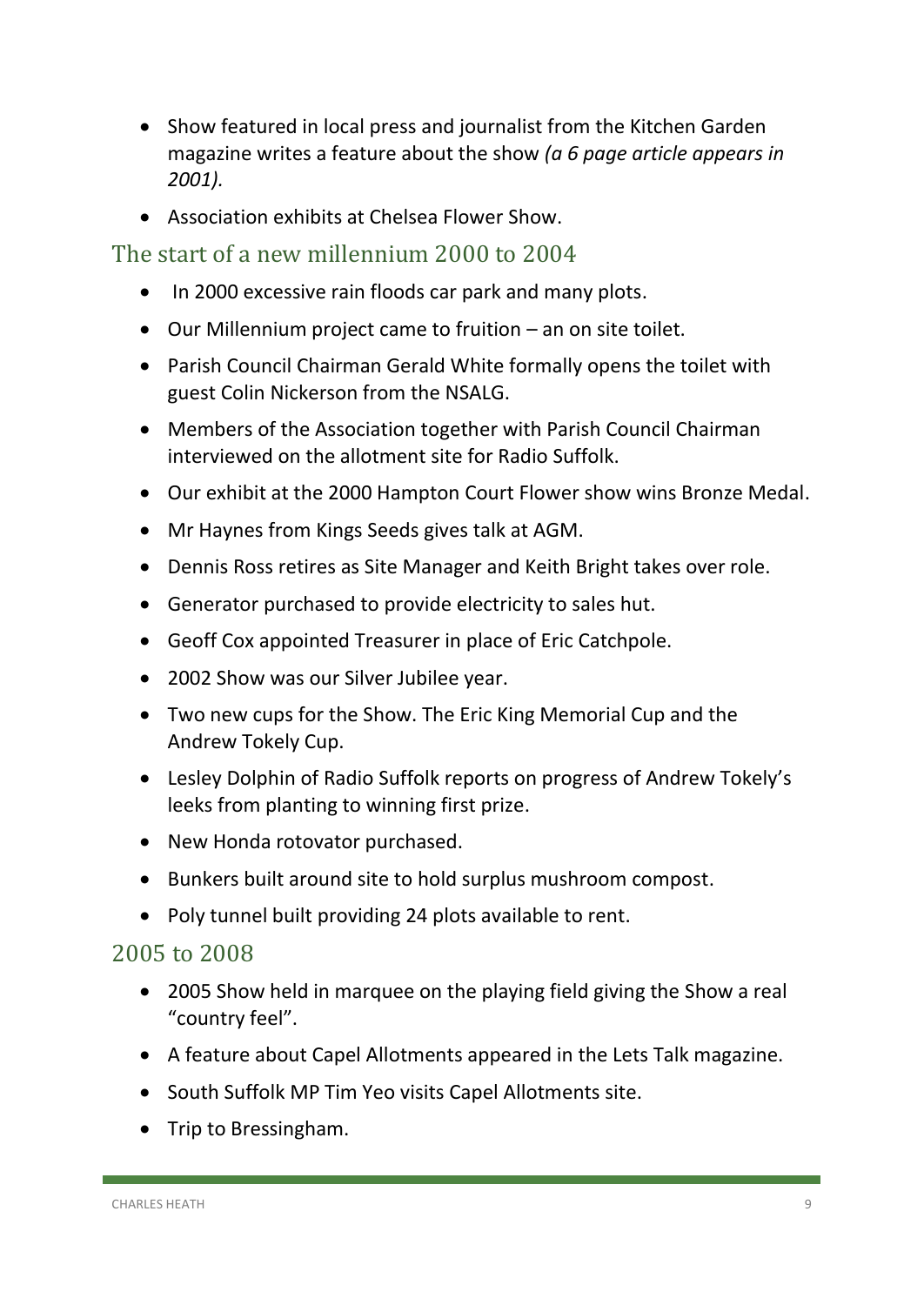- Show featured in local press and journalist from the Kitchen Garden magazine writes a feature about the show *(a 6 page article appears in 2001).*
- Association exhibits at Chelsea Flower Show.

## The start of a new millennium 2000 to 2004

- In 2000 excessive rain floods car park and many plots.
- Our Millennium project came to fruition – an on site toilet.
- Parish Council Chairman Gerald White formally opens the toilet with guest Colin Nickerson from the NSALG.
- Members of the Association together with Parish Council Chairman interviewed on the allotment site for Radio Suffolk.
- Our exhibit at the 2000 Hampton Court Flower show wins Bronze Medal.
- Mr Haynes from Kings Seeds gives talk at AGM.
- Dennis Ross retires as Site Manager and Keith Bright takes over role.
- Generator purchased to provide electricity to sales hut.
- Geoff Cox appointed Treasurer in place of Eric Catchpole.
- 2002 Show was our Silver Jubilee year.
- Two new cups for the Show. The Eric King Memorial Cup and the Andrew Tokely Cup.
- Lesley Dolphin of Radio Suffolk reports on progress of Andrew Tokely's leeks from planting to winning first prize.
- New Honda rotovator purchased.
- Bunkers built around site to hold surplus mushroom compost.
- Poly tunnel built providing 24 plots available to rent.

## 2005 to 2008

- 2005 Show held in marquee on the playing field giving the Show a real "country feel".
- A feature about Capel Allotments appeared in the Lets Talk magazine.
- South Suffolk MP Tim Yeo visits Capel Allotments site.
- Trip to Bressingham.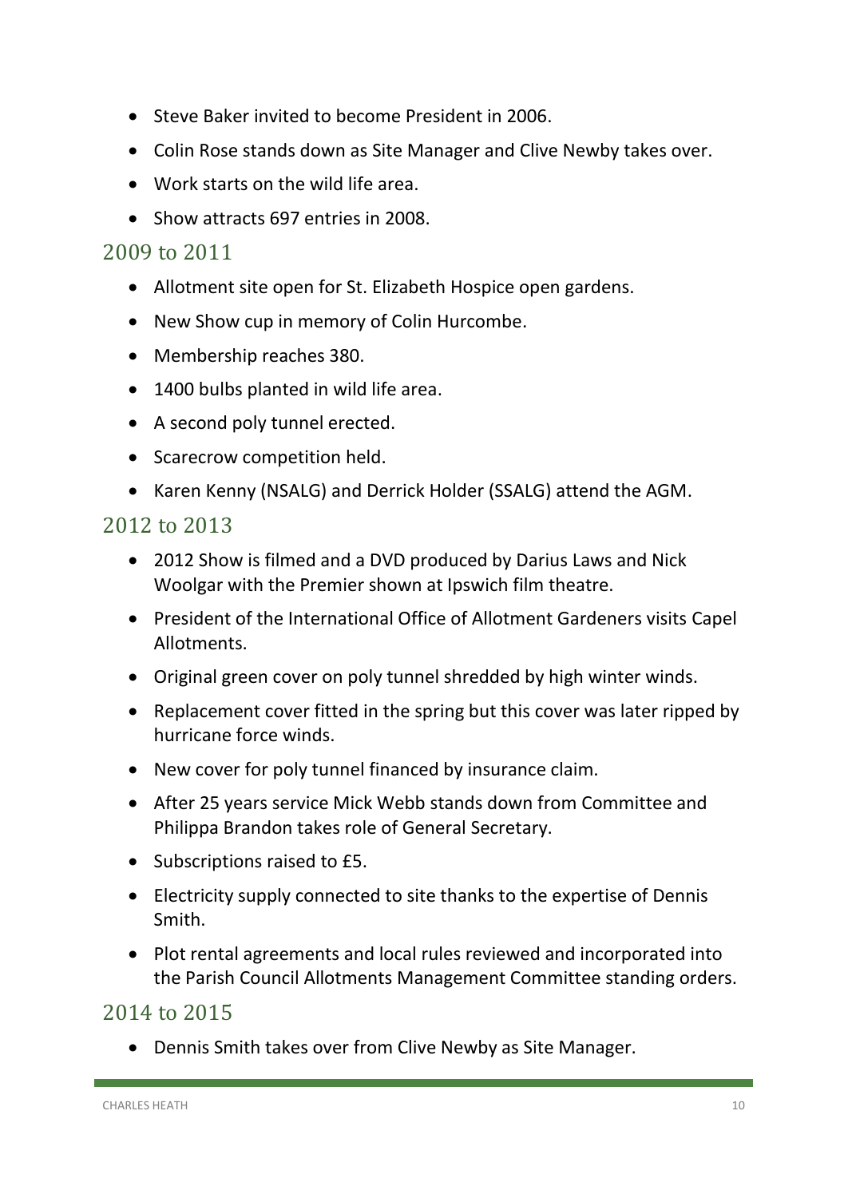- Steve Baker invited to become President in 2006.
- Colin Rose stands down as Site Manager and Clive Newby takes over.
- Work starts on the wild life area.
- Show attracts 697 entries in 2008.

## 2009 to 2011

- Allotment site open for St. Elizabeth Hospice open gardens.
- New Show cup in memory of Colin Hurcombe.
- Membership reaches 380.
- 1400 bulbs planted in wild life area.
- A second poly tunnel erected.
- Scarecrow competition held.
- Karen Kenny (NSALG) and Derrick Holder (SSALG) attend the AGM.

## 2012 to 2013

- 2012 Show is filmed and a DVD produced by Darius Laws and Nick Woolgar with the Premier shown at Ipswich film theatre.
- President of the International Office of Allotment Gardeners visits Capel Allotments.
- Original green cover on poly tunnel shredded by high winter winds.
- Replacement cover fitted in the spring but this cover was later ripped by hurricane force winds.
- New cover for poly tunnel financed by insurance claim.
- After 25 years service Mick Webb stands down from Committee and Philippa Brandon takes role of General Secretary.
- Subscriptions raised to £5.
- Electricity supply connected to site thanks to the expertise of Dennis Smith.
- Plot rental agreements and local rules reviewed and incorporated into the Parish Council Allotments Management Committee standing orders.

## 2014 to 2015

- Dennis Smith takes over from Clive Newby as Site Manager.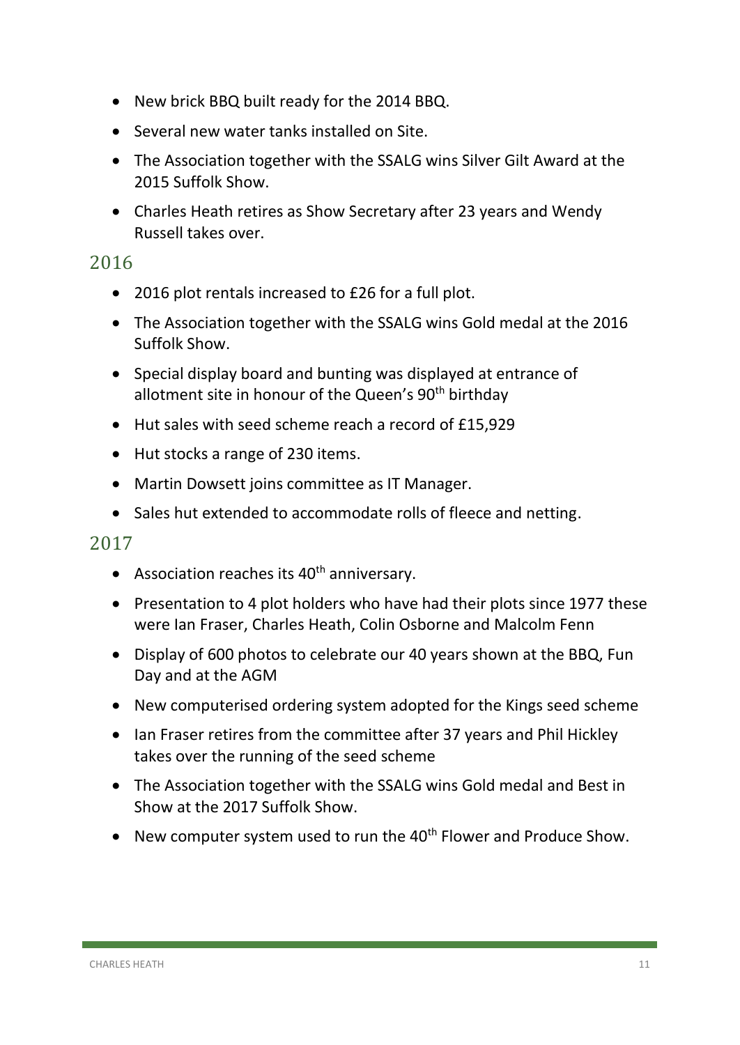- New brick BBQ built ready for the 2014 BBQ.
- Several new water tanks installed on Site.
- The Association together with the SSALG wins Silver Gilt Award at the 2015 Suffolk Show.
- Charles Heath retires as Show Secretary after 23 years and Wendy Russell takes over.

## 2016

- 2016 plot rentals increased to £26 for a full plot.
- The Association together with the SSALG wins Gold medal at the 2016 Suffolk Show.
- Special display board and bunting was displayed at entrance of allotment site in honour of the Queen's 90th birthday
- Hut sales with seed scheme reach a record of £15,929
- Hut stocks a range of 230 items.
- Martin Dowsett joins committee as IT Manager.
- Sales hut extended to accommodate rolls of fleece and netting.

## 2017

- Association reaches its 40th anniversary.
- Presentation to 4 plot holders who have had their plots since 1977 these were Ian Fraser, Charles Heath, Colin Osborne and Malcolm Fenn
- Display of 600 photos to celebrate our 40 years shown at the BBQ, Fun Day and at the AGM
- New computerised ordering system adopted for the Kings seed scheme
- Ian Fraser retires from the committee after 37 years and Phil Hickley takes over the running of the seed scheme
- The Association together with the SSALG wins Gold medal and Best in Show at the 2017 Suffolk Show.
- New computer system used to run the 40th Flower and Produce Show.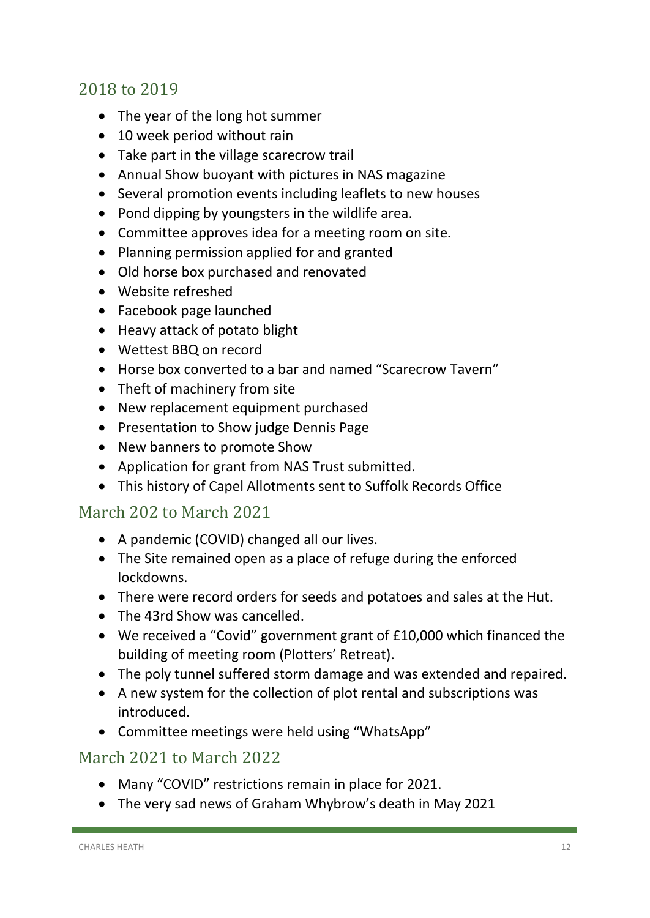## 2018 to 2019

- The year of the long hot summer
- 10 week period without rain
- Take part in the village scarecrow trail
- Annual Show buoyant with pictures in NAS magazine
- Several promotion events including leaflets to new houses
- Pond dipping by youngsters in the wildlife area.
- Committee approves idea for a meeting room on site.
- Planning permission applied for and granted
- Old horse box purchased and renovated
- Website refreshed
- Facebook page launched
- Heavy attack of potato blight
- Wettest BBQ on record
- Horse box converted to a bar and named "Scarecrow Tavern"
- Theft of machinery from site
- New replacement equipment purchased
- Presentation to Show judge Dennis Page
- New banners to promote Show
- Application for grant from NAS Trust submitted.
- This history of Capel Allotments sent to Suffolk Records Office

## March 202 to March 2021

- A pandemic (COVID) changed all our lives.
- The Site remained open as a place of refuge during the enforced lockdowns.
- There were record orders for seeds and potatoes and sales at the Hut.
- The 43rd Show was cancelled.
- We received a "Covid" government grant of £10,000 which financed the building of meeting room (Plotters' Retreat).
- The poly tunnel suffered storm damage and was extended and repaired.
- A new system for the collection of plot rental and subscriptions was introduced.
- Committee meetings were held using "WhatsApp"

## March 2021 to March 2022

- Many "COVID" restrictions remain in place for 2021.
- The very sad news of Graham Whybrow's death in May 2021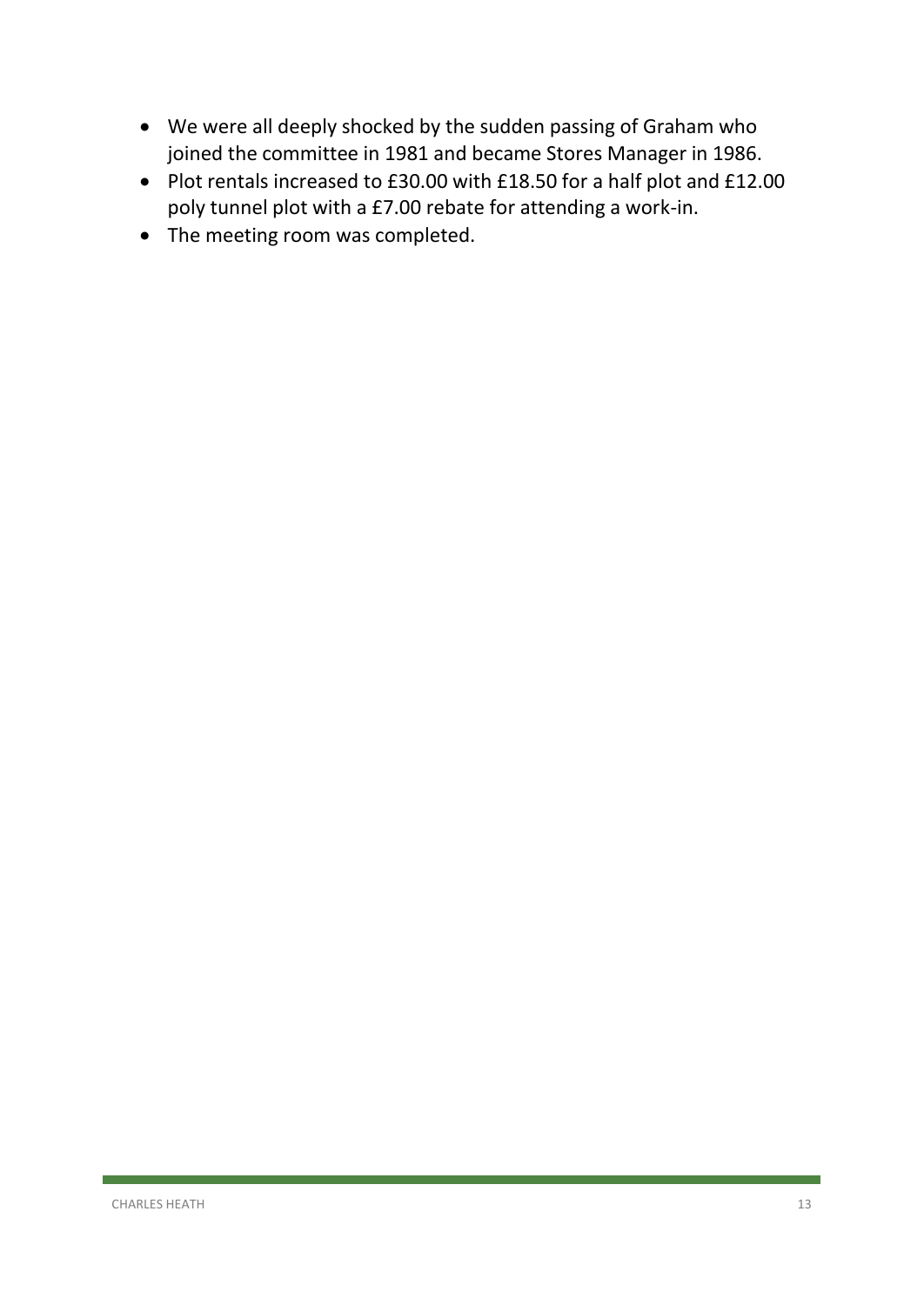- We were all deeply shocked by the sudden passing of Graham who joined the committee in 1981 and became Stores Manager in 1986.
- Plot rentals increased to £30.00 with £18.50 for a half plot and £12.00 poly tunnel plot with a £7.00 rebate for attending a work-in.
- The meeting room was completed.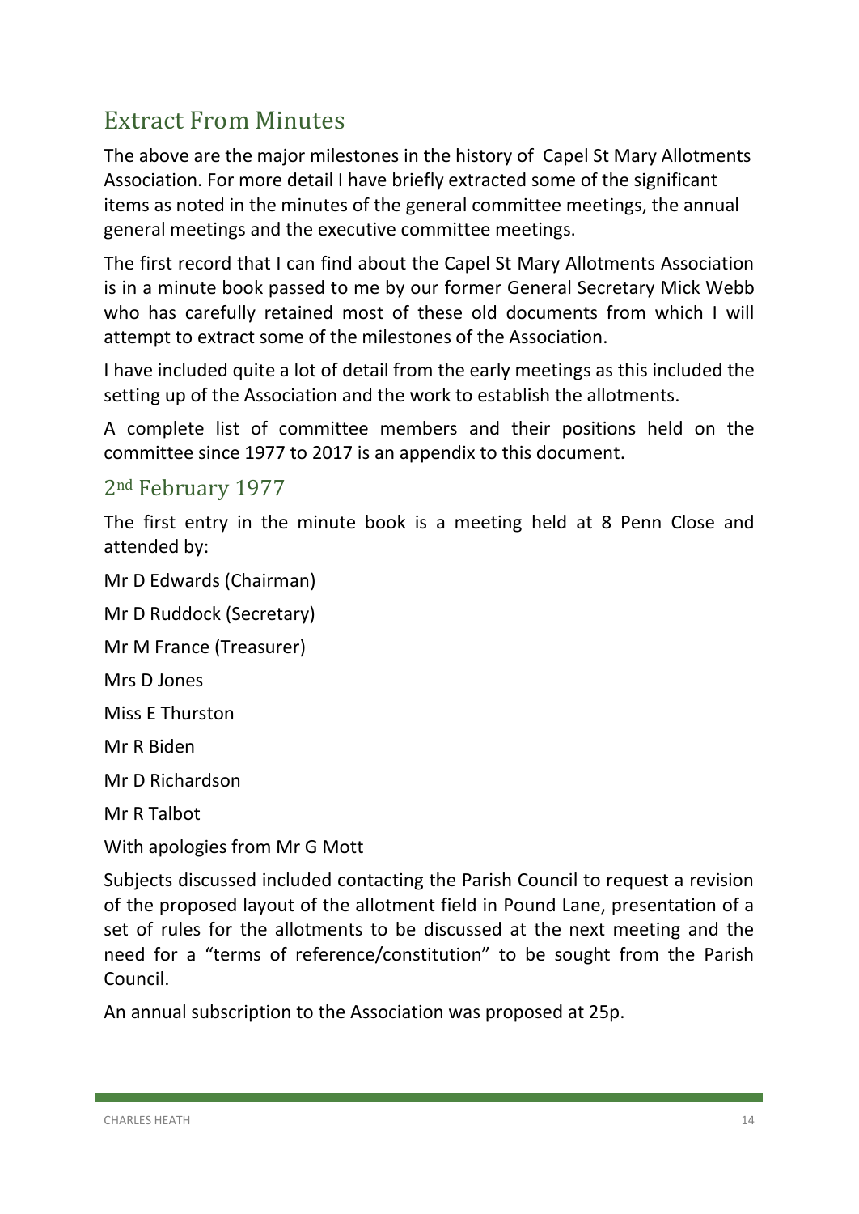## Extract From Minutes

The above are the major milestones in the history of Capel St Mary Allotments Association. For more detail I have briefly extracted some of the significant items as noted in the minutes of the general committee meetings, the annual general meetings and the executive committee meetings.

The first record that I can find about the Capel St Mary Allotments Association is in a minute book passed to me by our former General Secretary Mick Webb who has carefully retained most of these old documents from which I will attempt to extract some of the milestones of the Association.

I have included quite a lot of detail from the early meetings as this included the setting up of the Association and the work to establish the allotments.

A complete list of committee members and their positions held on the committee since 1977 to 2017 is an appendix to this document.

### 2nd February 1977

The first entry in the minute book is a meeting held at 8 Penn Close and attended by:

Mr D Edwards (Chairman)

Mr D Ruddock (Secretary)

Mr M France (Treasurer)

Mrs D Jones

Miss E Thurston

Mr R Biden

Mr D Richardson

Mr R Talbot

With apologies from Mr G Mott

Subjects discussed included contacting the Parish Council to request a revision of the proposed layout of the allotment field in Pound Lane, presentation of a set of rules for the allotments to be discussed at the next meeting and the need for a "terms of reference/constitution" to be sought from the Parish Council.

An annual subscription to the Association was proposed at 25p.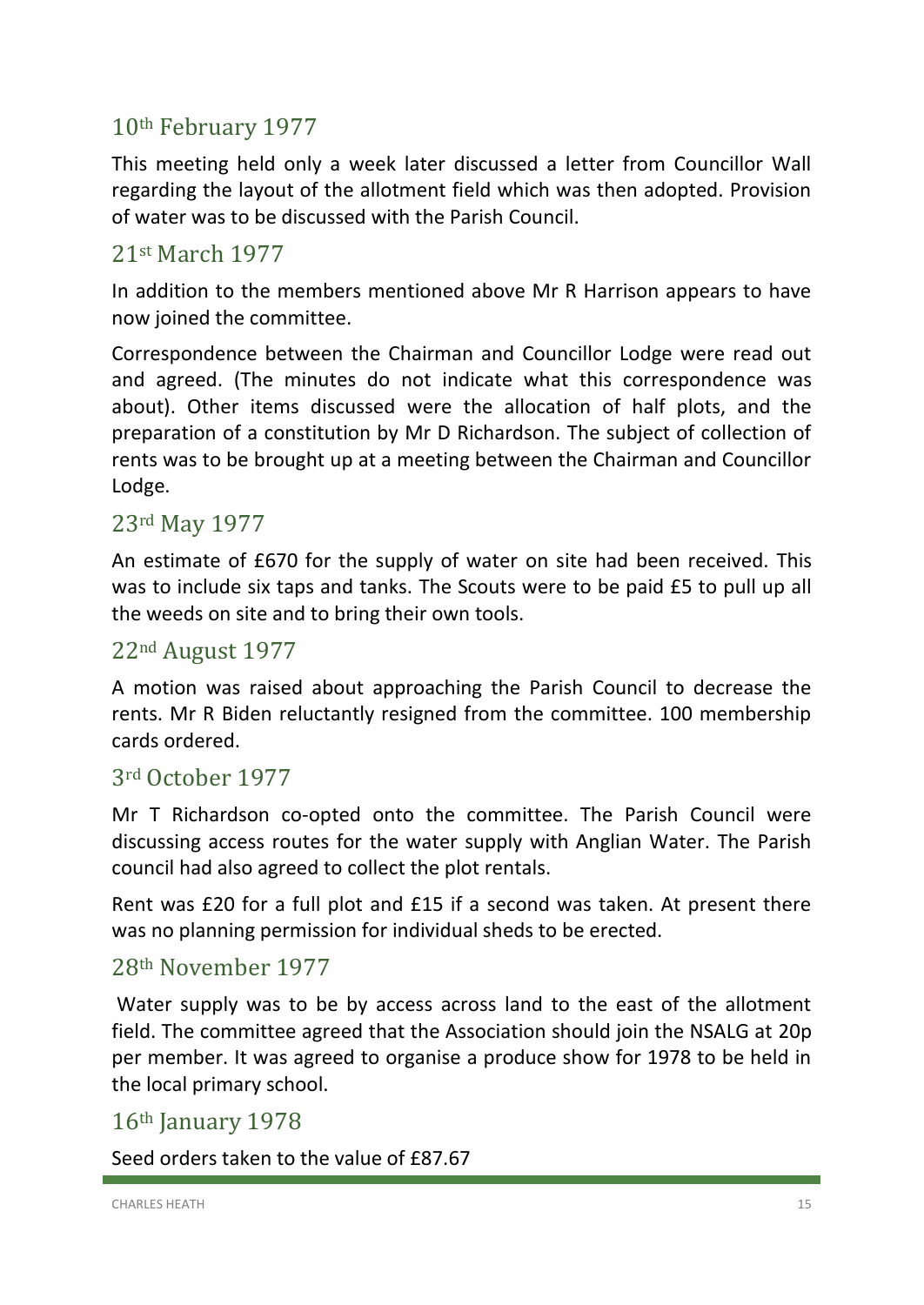## 10th February 1977

This meeting held only a week later discussed a letter from Councillor Wall regarding the layout of the allotment field which was then adopted. Provision of water was to be discussed with the Parish Council.

## 21st March 1977

In addition to the members mentioned above Mr R Harrison appears to have now joined the committee.

Correspondence between the Chairman and Councillor Lodge were read out and agreed. (The minutes do not indicate what this correspondence was about). Other items discussed were the allocation of half plots, and the preparation of a constitution by Mr D Richardson. The subject of collection of rents was to be brought up at a meeting between the Chairman and Councillor Lodge.

## 23rd May 1977

An estimate of £670 for the supply of water on site had been received. This was to include six taps and tanks. The Scouts were to be paid £5 to pull up all the weeds on site and to bring their own tools.

## 22nd August 1977

A motion was raised about approaching the Parish Council to decrease the rents. Mr R Biden reluctantly resigned from the committee. 100 membership cards ordered.

## 3rd October 1977

Mr T Richardson co-opted onto the committee. The Parish Council were discussing access routes for the water supply with Anglian Water. The Parish council had also agreed to collect the plot rentals.

Rent was £20 for a full plot and £15 if a second was taken. At present there was no planning permission for individual sheds to be erected.

## 28th November 1977

Water supply was to be by access across land to the east of the allotment field. The committee agreed that the Association should join the NSALG at 20p per member. It was agreed to organise a produce show for 1978 to be held in the local primary school.

## 16th January 1978

Seed orders taken to the value of £87.67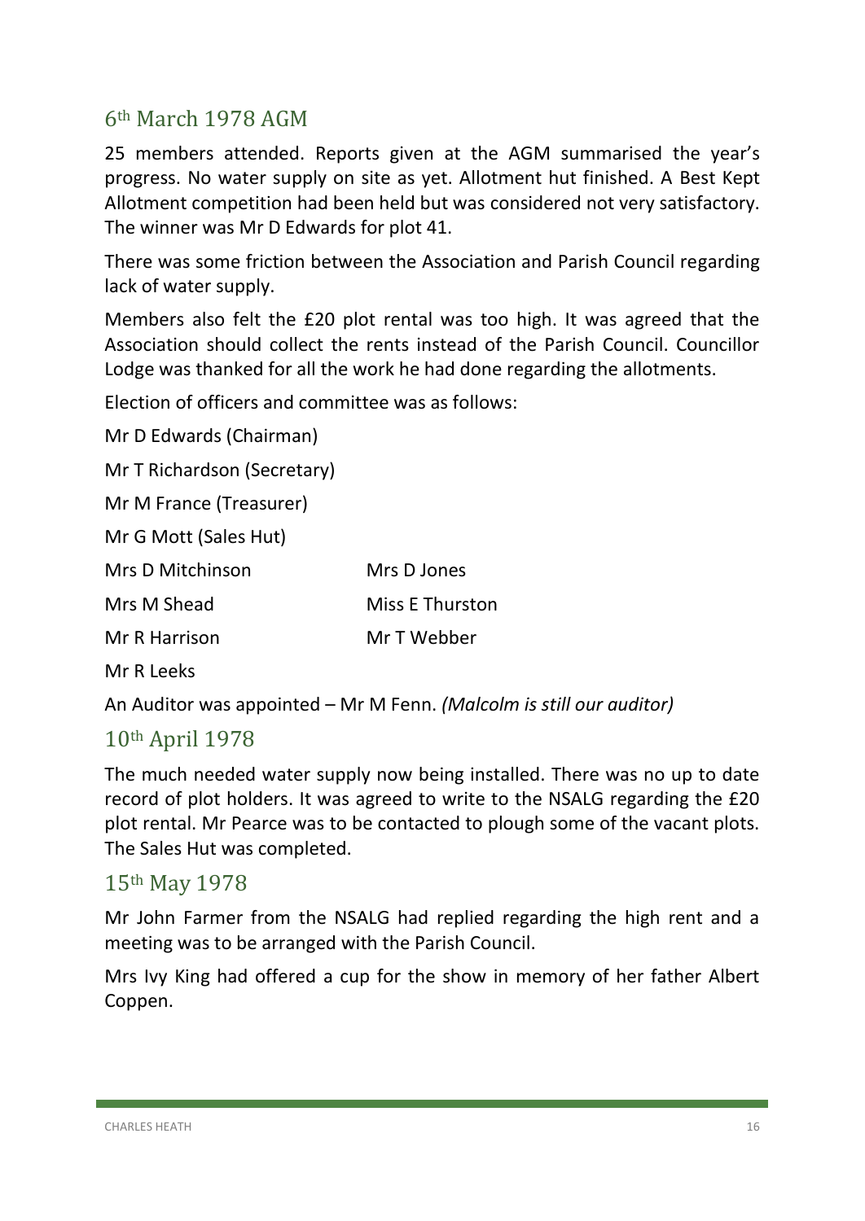## 6th March 1978 AGM

25 members attended. Reports given at the AGM summarised the year's progress. No water supply on site as yet. Allotment hut finished. A Best Kept Allotment competition had been held but was considered not very satisfactory. The winner was Mr D Edwards for plot 41.

There was some friction between the Association and Parish Council regarding lack of water supply.

Members also felt the £20 plot rental was too high. It was agreed that the Association should collect the rents instead of the Parish Council. Councillor Lodge was thanked for all the work he had done regarding the allotments.

Election of officers and committee was as follows:

Mr D Edwards (Chairman)

Mr T Richardson (Secretary)

Mr M France (Treasurer)

Mr G Mott (Sales Hut)

Mrs D Mitchinson — Mrs D Jones

Mrs M Shead — Miss E Thurston

Mr R Harrison — Mr T Webber

Mr R Leeks

An Auditor was appointed – Mr M Fenn. *(Malcolm is still our auditor)*

## 10th April 1978

The much needed water supply now being installed. There was no up to date record of plot holders. It was agreed to write to the NSALG regarding the £20 plot rental. Mr Pearce was to be contacted to plough some of the vacant plots. The Sales Hut was completed.

## 15th May 1978

Mr John Farmer from the NSALG had replied regarding the high rent and a meeting was to be arranged with the Parish Council.

Mrs Ivy King had offered a cup for the show in memory of her father Albert Coppen.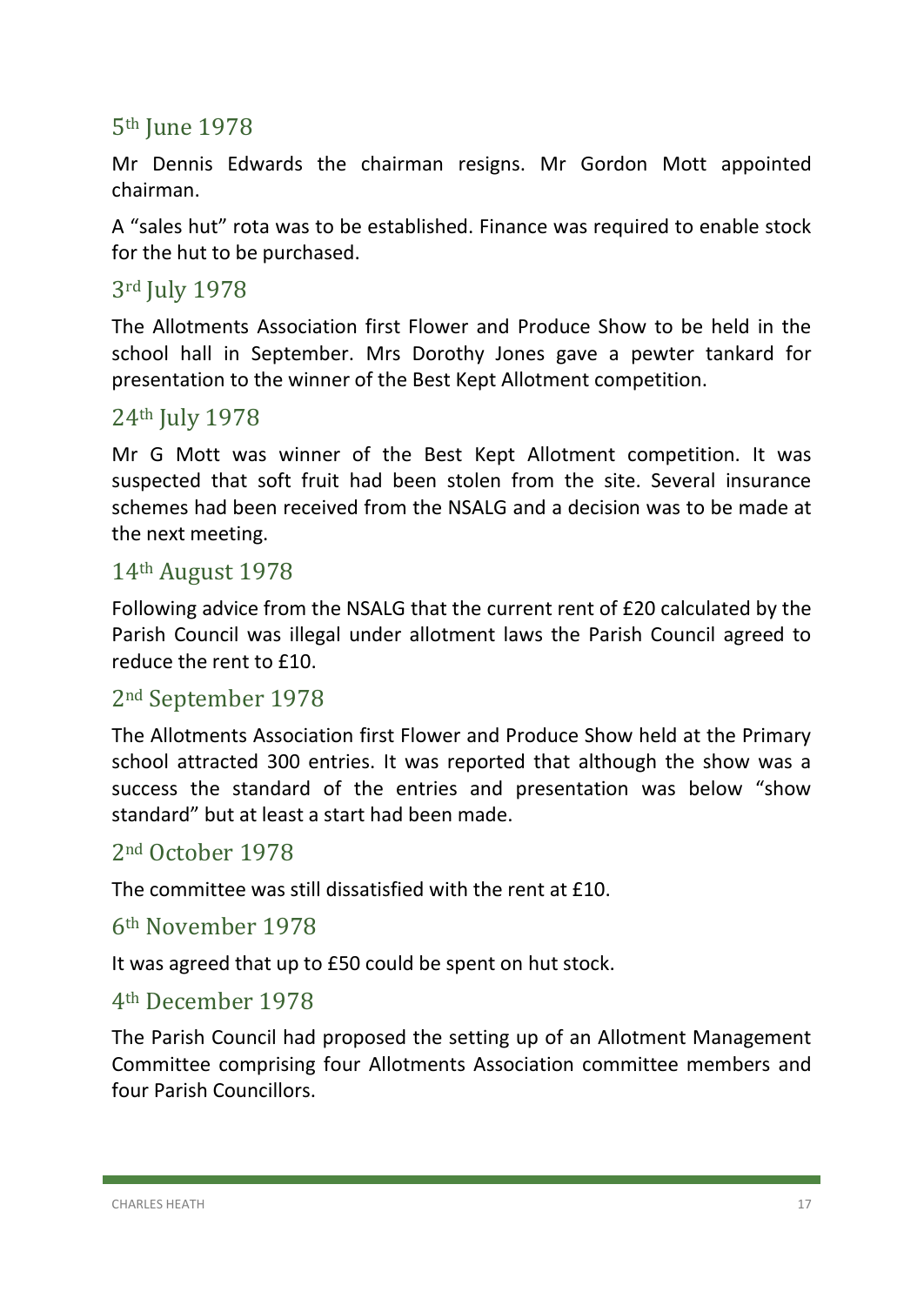## 5th June 1978

Mr Dennis Edwards the chairman resigns. Mr Gordon Mott appointed chairman.

A "sales hut" rota was to be established. Finance was required to enable stock for the hut to be purchased.

## 3rd July 1978

The Allotments Association first Flower and Produce Show to be held in the school hall in September. Mrs Dorothy Jones gave a pewter tankard for presentation to the winner of the Best Kept Allotment competition.

## 24th July 1978

Mr G Mott was winner of the Best Kept Allotment competition. It was suspected that soft fruit had been stolen from the site. Several insurance schemes had been received from the NSALG and a decision was to be made at the next meeting.

## 14th August 1978

Following advice from the NSALG that the current rent of £20 calculated by the Parish Council was illegal under allotment laws the Parish Council agreed to reduce the rent to £10.

## 2nd September 1978

The Allotments Association first Flower and Produce Show held at the Primary school attracted 300 entries. It was reported that although the show was a success the standard of the entries and presentation was below "show standard" but at least a start had been made.

## 2nd October 1978

The committee was still dissatisfied with the rent at £10.

## 6th November 1978

It was agreed that up to £50 could be spent on hut stock.

## 4th December 1978

The Parish Council had proposed the setting up of an Allotment Management Committee comprising four Allotments Association committee members and four Parish Councillors.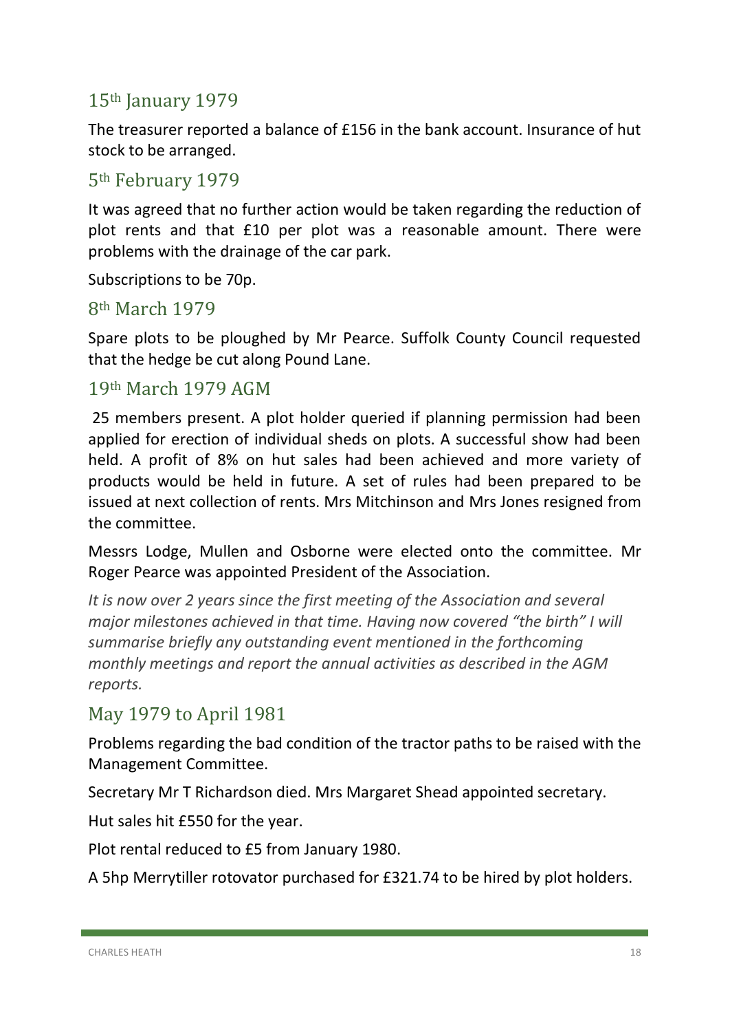## 15th January 1979

The treasurer reported a balance of £156 in the bank account. Insurance of hut stock to be arranged.

## 5th February 1979

It was agreed that no further action would be taken regarding the reduction of plot rents and that £10 per plot was a reasonable amount. There were problems with the drainage of the car park.

Subscriptions to be 70p.

## 8th March 1979

Spare plots to be ploughed by Mr Pearce. Suffolk County Council requested that the hedge be cut along Pound Lane.

## 19th March 1979 AGM

25 members present. A plot holder queried if planning permission had been applied for erection of individual sheds on plots. A successful show had been held. A profit of 8% on hut sales had been achieved and more variety of products would be held in future. A set of rules had been prepared to be issued at next collection of rents. Mrs Mitchinson and Mrs Jones resigned from the committee.

Messrs Lodge, Mullen and Osborne were elected onto the committee. Mr Roger Pearce was appointed President of the Association.

*It is now over 2 years since the first meeting of the Association and several major milestones achieved in that time. Having now covered "the birth" I will summarise briefly any outstanding event mentioned in the forthcoming monthly meetings and report the annual activities as described in the AGM reports.*

## May 1979 to April 1981

Problems regarding the bad condition of the tractor paths to be raised with the Management Committee.

Secretary Mr T Richardson died. Mrs Margaret Shead appointed secretary.

Hut sales hit £550 for the year.

Plot rental reduced to £5 from January 1980.

A 5hp Merrytiller rotovator purchased for £321.74 to be hired by plot holders.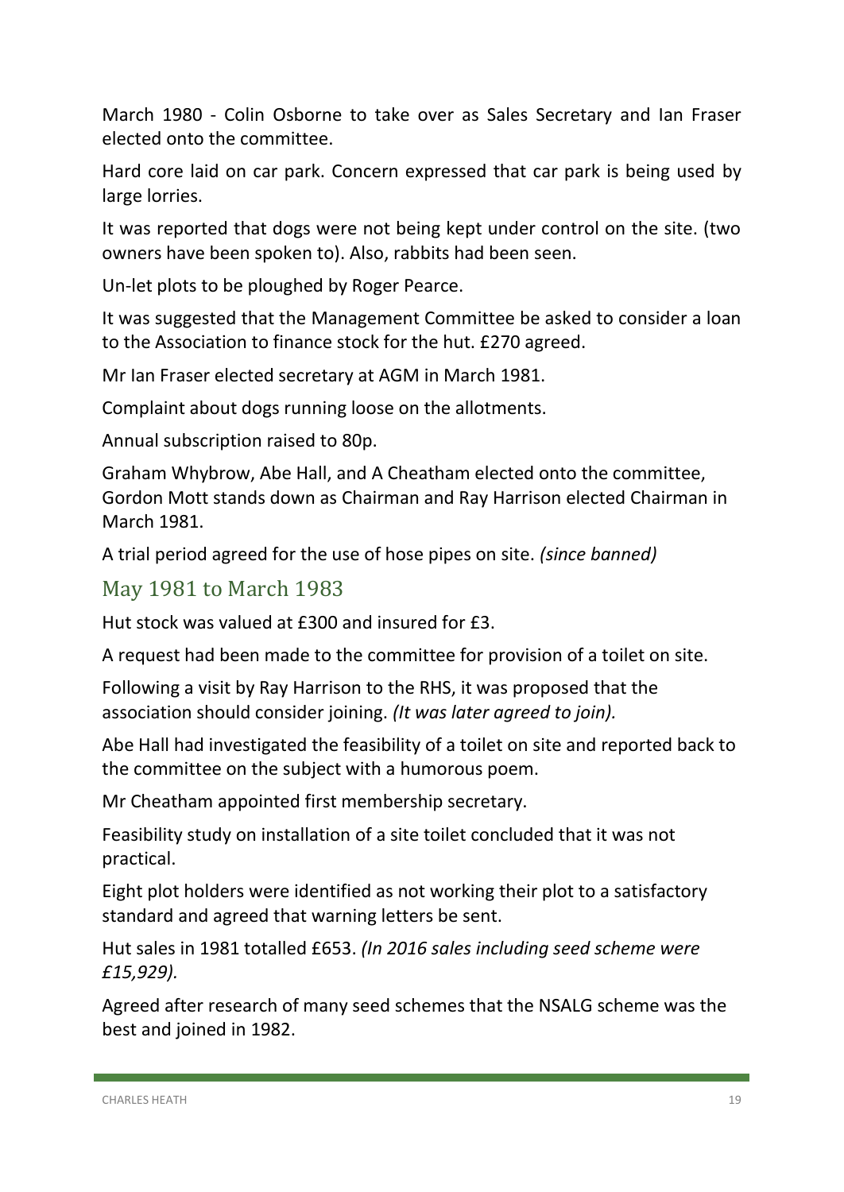March 1980 - Colin Osborne to take over as Sales Secretary and Ian Fraser elected onto the committee.

Hard core laid on car park. Concern expressed that car park is being used by large lorries.

It was reported that dogs were not being kept under control on the site. (two owners have been spoken to). Also, rabbits had been seen.

Un-let plots to be ploughed by Roger Pearce.

It was suggested that the Management Committee be asked to consider a loan to the Association to finance stock for the hut. £270 agreed.

Mr Ian Fraser elected secretary at AGM in March 1981.

Complaint about dogs running loose on the allotments.

Annual subscription raised to 80p.

Graham Whybrow, Abe Hall, and A Cheatham elected onto the committee, Gordon Mott stands down as Chairman and Ray Harrison elected Chairman in March 1981.

A trial period agreed for the use of hose pipes on site. *(since banned)*

## May 1981 to March 1983

Hut stock was valued at £300 and insured for £3.

A request had been made to the committee for provision of a toilet on site.

Following a visit by Ray Harrison to the RHS, it was proposed that the association should consider joining. *(It was later agreed to join).*

Abe Hall had investigated the feasibility of a toilet on site and reported back to the committee on the subject with a humorous poem.

Mr Cheatham appointed first membership secretary.

Feasibility study on installation of a site toilet concluded that it was not practical.

Eight plot holders were identified as not working their plot to a satisfactory standard and agreed that warning letters be sent.

Hut sales in 1981 totalled £653. *(In 2016 sales including seed scheme were £15,929).*

Agreed after research of many seed schemes that the NSALG scheme was the best and joined in 1982.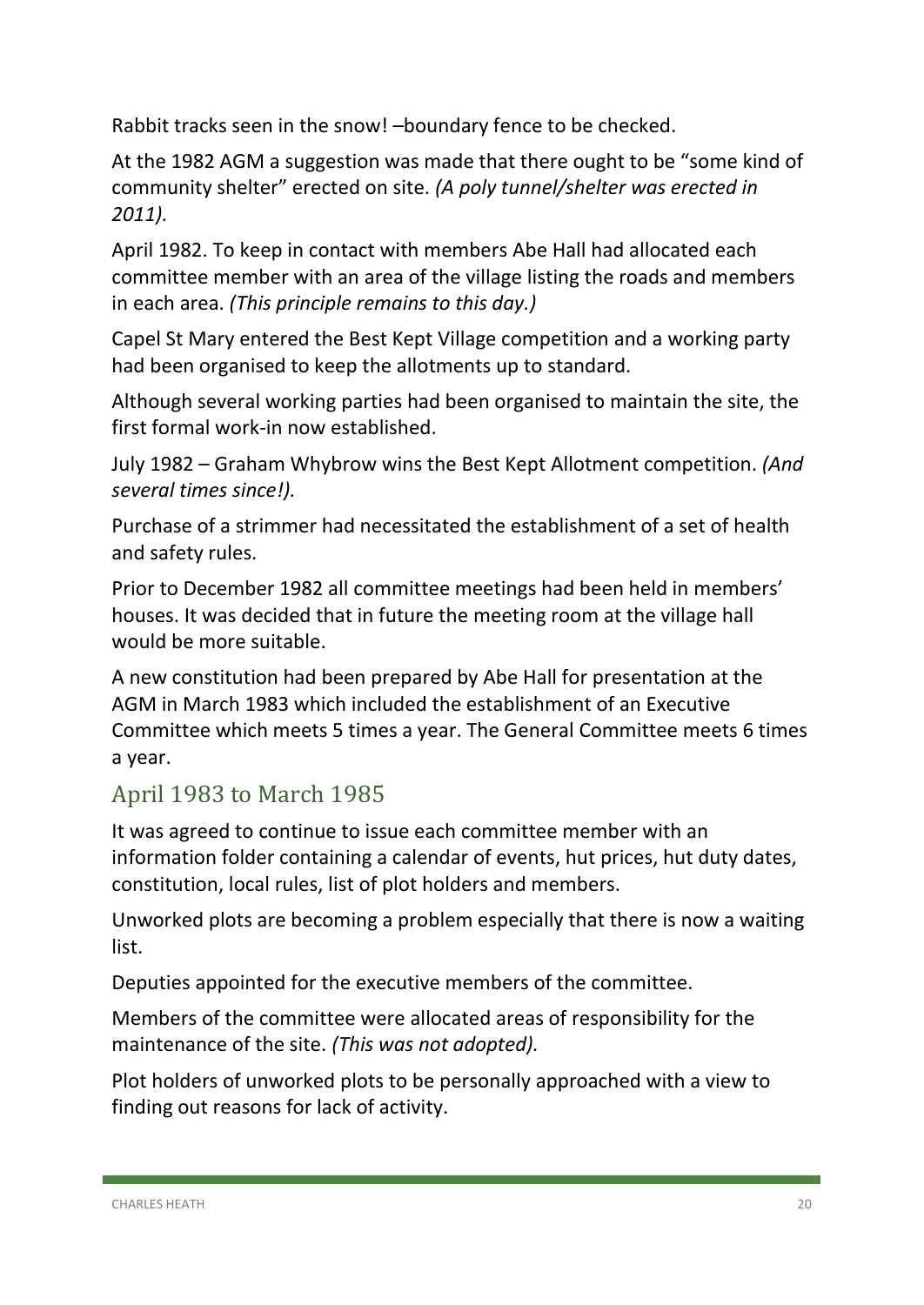Rabbit tracks seen in the snow! –boundary fence to be checked.

At the 1982 AGM a suggestion was made that there ought to be "some kind of community shelter" erected on site. *(A poly tunnel/shelter was erected in 2011).*

April 1982. To keep in contact with members Abe Hall had allocated each committee member with an area of the village listing the roads and members in each area. *(This principle remains to this day.)*

Capel St Mary entered the Best Kept Village competition and a working party had been organised to keep the allotments up to standard.

Although several working parties had been organised to maintain the site, the first formal work-in now established.

July 1982 – Graham Whybrow wins the Best Kept Allotment competition. *(And several times since!).*

Purchase of a strimmer had necessitated the establishment of a set of health and safety rules.

Prior to December 1982 all committee meetings had been held in members' houses. It was decided that in future the meeting room at the village hall would be more suitable.

A new constitution had been prepared by Abe Hall for presentation at the AGM in March 1983 which included the establishment of an Executive Committee which meets 5 times a year. The General Committee meets 6 times a year.

## April 1983 to March 1985

It was agreed to continue to issue each committee member with an information folder containing a calendar of events, hut prices, hut duty dates, constitution, local rules, list of plot holders and members.

Unworked plots are becoming a problem especially that there is now a waiting list.

Deputies appointed for the executive members of the committee.

Members of the committee were allocated areas of responsibility for the maintenance of the site. *(This was not adopted).*

Plot holders of unworked plots to be personally approached with a view to finding out reasons for lack of activity.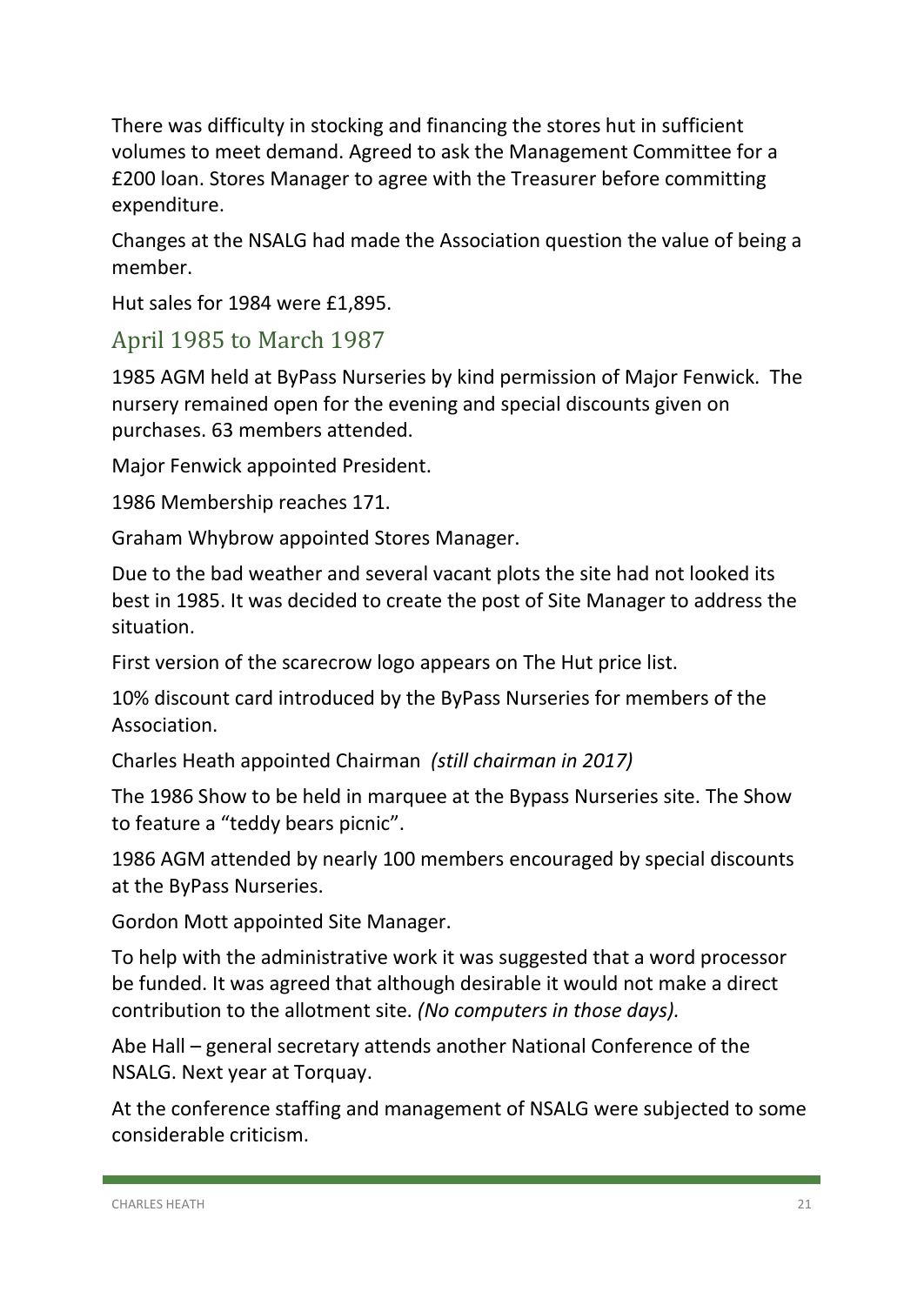There was difficulty in stocking and financing the stores hut in sufficient volumes to meet demand. Agreed to ask the Management Committee for a £200 loan. Stores Manager to agree with the Treasurer before committing expenditure.

Changes at the NSALG had made the Association question the value of being a member.

Hut sales for 1984 were £1,895.

## April 1985 to March 1987

1985 AGM held at ByPass Nurseries by kind permission of Major Fenwick. The nursery remained open for the evening and special discounts given on purchases. 63 members attended.

Major Fenwick appointed President.

1986 Membership reaches 171.

Graham Whybrow appointed Stores Manager.

Due to the bad weather and several vacant plots the site had not looked its best in 1985. It was decided to create the post of Site Manager to address the situation.

First version of the scarecrow logo appears on The Hut price list.

10% discount card introduced by the ByPass Nurseries for members of the Association.

Charles Heath appointed Chairman *(still chairman in 2017)*

The 1986 Show to be held in marquee at the Bypass Nurseries site. The Show to feature a "teddy bears picnic".

1986 AGM attended by nearly 100 members encouraged by special discounts at the ByPass Nurseries.

Gordon Mott appointed Site Manager.

To help with the administrative work it was suggested that a word processor be funded. It was agreed that although desirable it would not make a direct contribution to the allotment site. *(No computers in those days).*

Abe Hall – general secretary attends another National Conference of the NSALG. Next year at Torquay.

At the conference staffing and management of NSALG were subjected to some considerable criticism.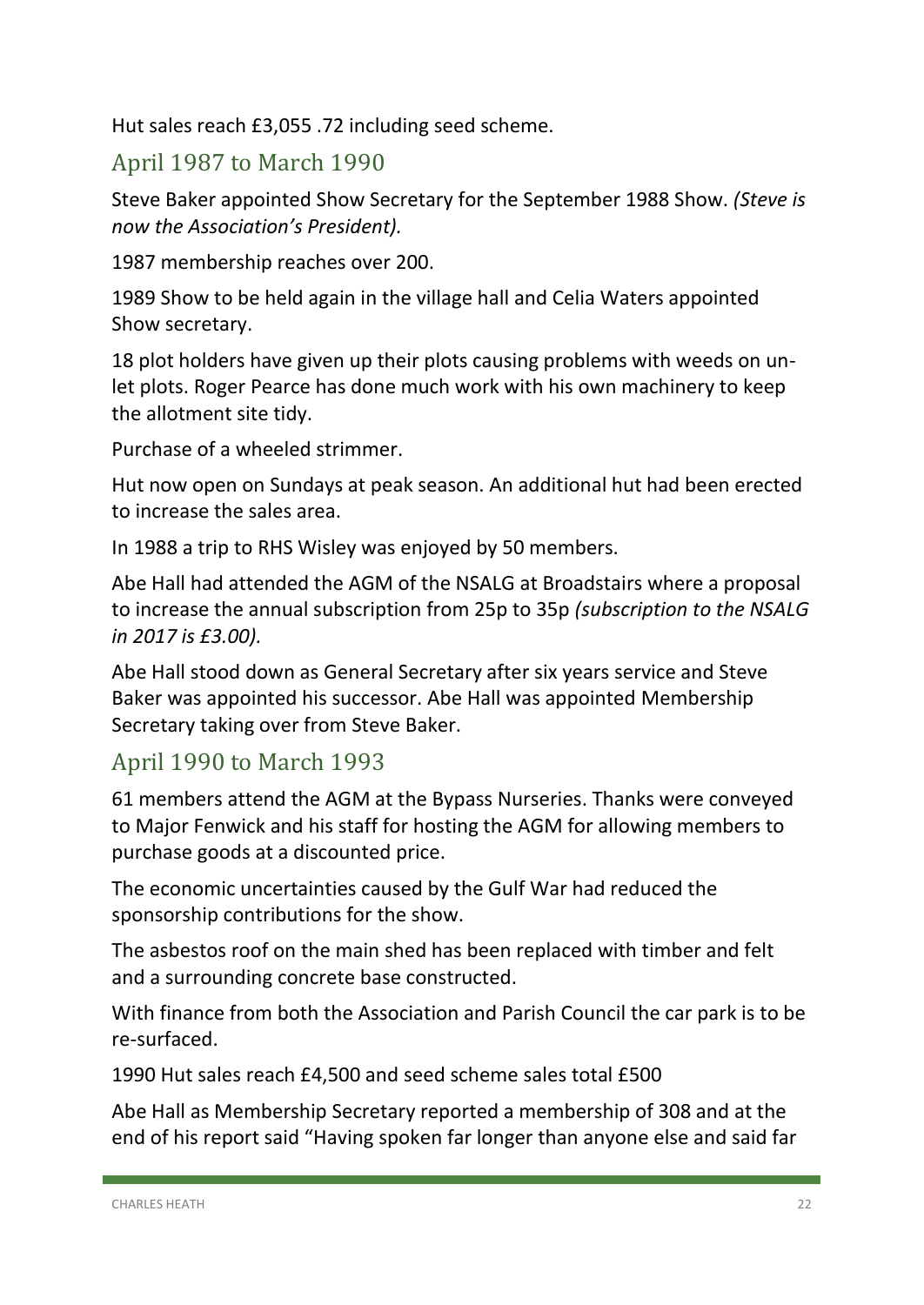Hut sales reach £3,055 .72 including seed scheme.

## April 1987 to March 1990

Steve Baker appointed Show Secretary for the September 1988 Show. *(Steve is now the Association's President).*

1987 membership reaches over 200.

1989 Show to be held again in the village hall and Celia Waters appointed Show secretary.

18 plot holders have given up their plots causing problems with weeds on un-let plots. Roger Pearce has done much work with his own machinery to keep the allotment site tidy.

Purchase of a wheeled strimmer.

Hut now open on Sundays at peak season. An additional hut had been erected to increase the sales area.

In 1988 a trip to RHS Wisley was enjoyed by 50 members.

Abe Hall had attended the AGM of the NSALG at Broadstairs where a proposal to increase the annual subscription from 25p to 35p *(subscription to the NSALG in 2017 is £3.00).*

Abe Hall stood down as General Secretary after six years service and Steve Baker was appointed his successor. Abe Hall was appointed Membership Secretary taking over from Steve Baker.

## April 1990 to March 1993

61 members attend the AGM at the Bypass Nurseries. Thanks were conveyed to Major Fenwick and his staff for hosting the AGM for allowing members to purchase goods at a discounted price.

The economic uncertainties caused by the Gulf War had reduced the sponsorship contributions for the show.

The asbestos roof on the main shed has been replaced with timber and felt and a surrounding concrete base constructed.

With finance from both the Association and Parish Council the car park is to be re-surfaced.

1990 Hut sales reach £4,500 and seed scheme sales total £500

Abe Hall as Membership Secretary reported a membership of 308 and at the end of his report said "Having spoken far longer than anyone else and said far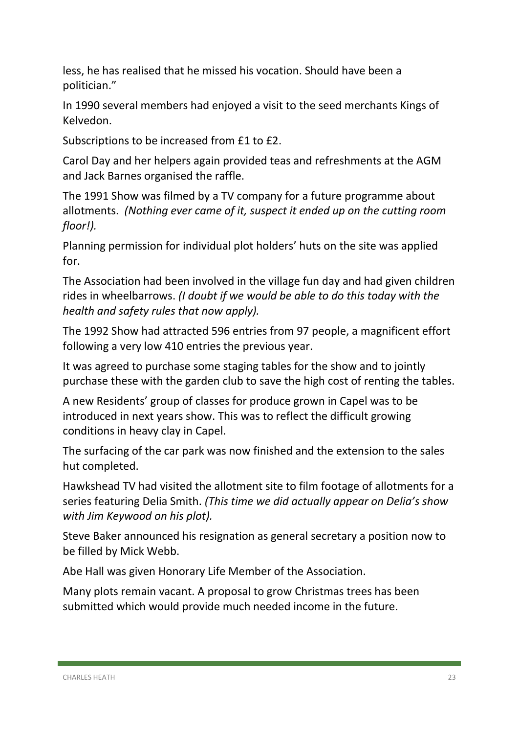less, he has realised that he missed his vocation. Should have been a politician."

In 1990 several members had enjoyed a visit to the seed merchants Kings of Kelvedon.

Subscriptions to be increased from £1 to £2.

Carol Day and her helpers again provided teas and refreshments at the AGM and Jack Barnes organised the raffle.

The 1991 Show was filmed by a TV company for a future programme about allotments. *(Nothing ever came of it, suspect it ended up on the cutting room floor!).*

Planning permission for individual plot holders' huts on the site was applied for.

The Association had been involved in the village fun day and had given children rides in wheelbarrows. *(I doubt if we would be able to do this today with the health and safety rules that now apply).*

The 1992 Show had attracted 596 entries from 97 people, a magnificent effort following a very low 410 entries the previous year.

It was agreed to purchase some staging tables for the show and to jointly purchase these with the garden club to save the high cost of renting the tables.

A new Residents' group of classes for produce grown in Capel was to be introduced in next years show. This was to reflect the difficult growing conditions in heavy clay in Capel.

The surfacing of the car park was now finished and the extension to the sales hut completed.

Hawkshead TV had visited the allotment site to film footage of allotments for a series featuring Delia Smith. *(This time we did actually appear on Delia's show with Jim Keywood on his plot).*

Steve Baker announced his resignation as general secretary a position now to be filled by Mick Webb.

Abe Hall was given Honorary Life Member of the Association.

Many plots remain vacant. A proposal to grow Christmas trees has been submitted which would provide much needed income in the future.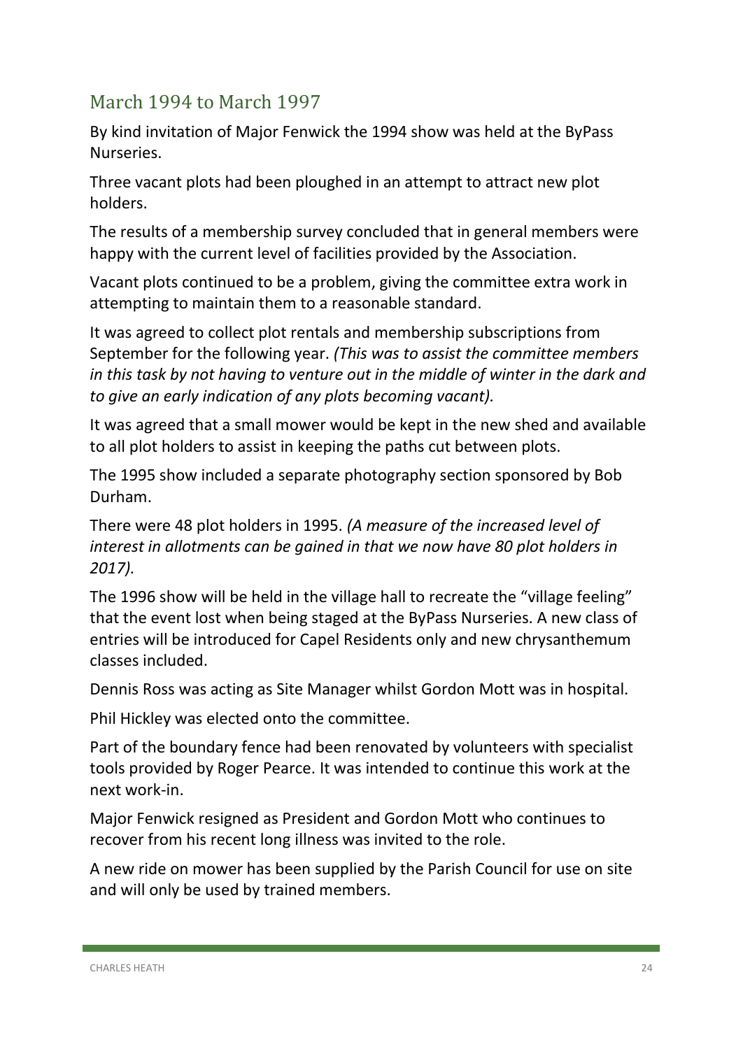## March 1994 to March 1997

By kind invitation of Major Fenwick the 1994 show was held at the ByPass Nurseries.

Three vacant plots had been ploughed in an attempt to attract new plot holders.

The results of a membership survey concluded that in general members were happy with the current level of facilities provided by the Association.

Vacant plots continued to be a problem, giving the committee extra work in attempting to maintain them to a reasonable standard.

It was agreed to collect plot rentals and membership subscriptions from September for the following year. *(This was to assist the committee members in this task by not having to venture out in the middle of winter in the dark and to give an early indication of any plots becoming vacant).*

It was agreed that a small mower would be kept in the new shed and available to all plot holders to assist in keeping the paths cut between plots.

The 1995 show included a separate photography section sponsored by Bob Durham.

There were 48 plot holders in 1995. *(A measure of the increased level of interest in allotments can be gained in that we now have 80 plot holders in 2017).*

The 1996 show will be held in the village hall to recreate the "village feeling" that the event lost when being staged at the ByPass Nurseries. A new class of entries will be introduced for Capel Residents only and new chrysanthemum classes included.

Dennis Ross was acting as Site Manager whilst Gordon Mott was in hospital.

Phil Hickley was elected onto the committee.

Part of the boundary fence had been renovated by volunteers with specialist tools provided by Roger Pearce. It was intended to continue this work at the next work-in.

Major Fenwick resigned as President and Gordon Mott who continues to recover from his recent long illness was invited to the role.

A new ride on mower has been supplied by the Parish Council for use on site and will only be used by trained members.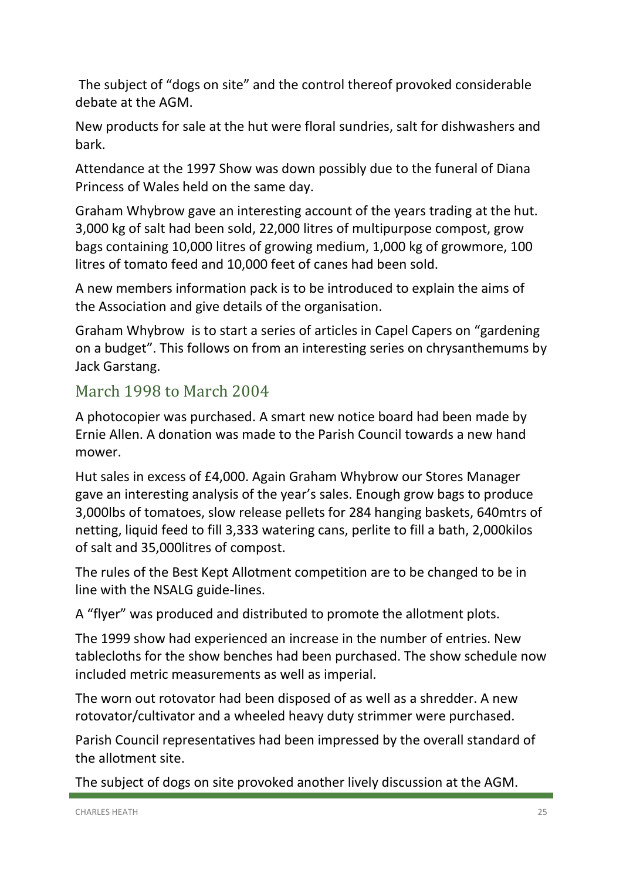The subject of “dogs on site” and the control thereof provoked considerable debate at the AGM.

New products for sale at the hut were floral sundries, salt for dishwashers and bark.

Attendance at the 1997 Show was down possibly due to the funeral of Diana Princess of Wales held on the same day.

Graham Whybrow gave an interesting account of the years trading at the hut. 3,000 kg of salt had been sold, 22,000 litres of multipurpose compost, grow bags containing 10,000 litres of growing medium, 1,000 kg of growmore, 100 litres of tomato feed and 10,000 feet of canes had been sold.

A new members information pack is to be introduced to explain the aims of the Association and give details of the organisation.

Graham Whybrow is to start a series of articles in Capel Capers on “gardening on a budget”. This follows on from an interesting series on chrysanthemums by Jack Garstang.

## March 1998 to March 2004

A photocopier was purchased. A smart new notice board had been made by Ernie Allen. A donation was made to the Parish Council towards a new hand mower.

Hut sales in excess of £4,000. Again Graham Whybrow our Stores Manager gave an interesting analysis of the year’s sales. Enough grow bags to produce 3,000lbs of tomatoes, slow release pellets for 284 hanging baskets, 640mtrs of netting, liquid feed to fill 3,333 watering cans, perlite to fill a bath, 2,000kilos of salt and 35,000litres of compost.

The rules of the Best Kept Allotment competition are to be changed to be in line with the NSALG guide-lines.

A “flyer” was produced and distributed to promote the allotment plots.

The 1999 show had experienced an increase in the number of entries. New tablecloths for the show benches had been purchased. The show schedule now included metric measurements as well as imperial.

The worn out rotovator had been disposed of as well as a shredder. A new rotovator/cultivator and a wheeled heavy duty strimmer were purchased.

Parish Council representatives had been impressed by the overall standard of the allotment site.

The subject of dogs on site provoked another lively discussion at the AGM.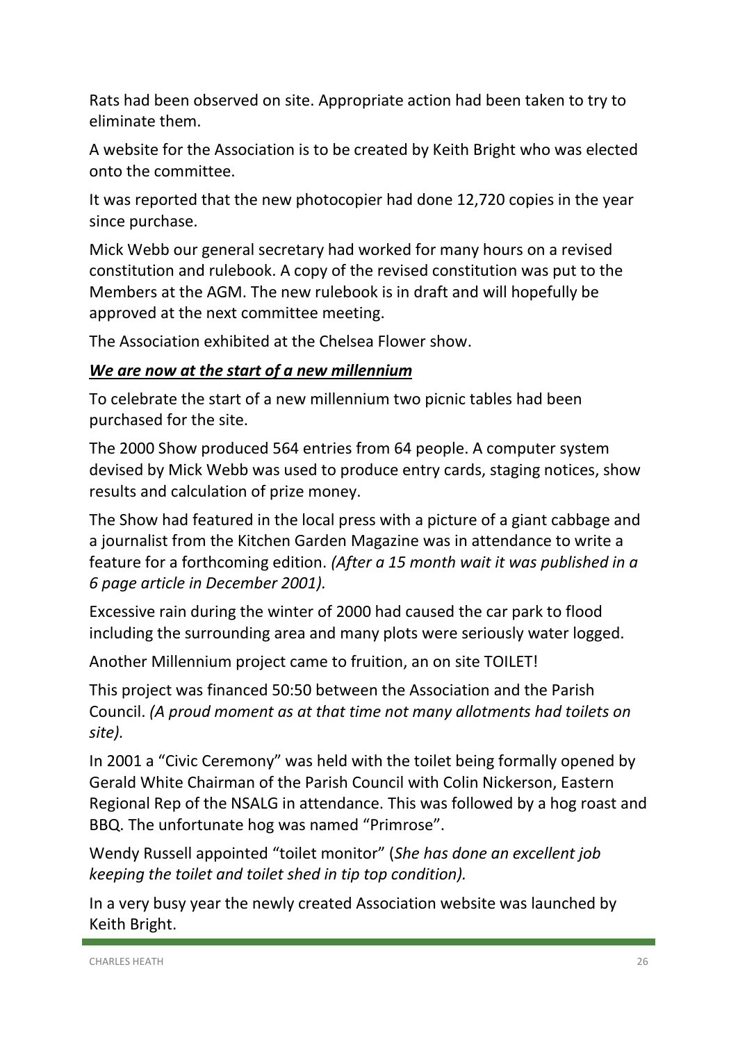Rats had been observed on site. Appropriate action had been taken to try to eliminate them.

A website for the Association is to be created by Keith Bright who was elected onto the committee.

It was reported that the new photocopier had done 12,720 copies in the year since purchase.

Mick Webb our general secretary had worked for many hours on a revised constitution and rulebook. A copy of the revised constitution was put to the Members at the AGM. The new rulebook is in draft and will hopefully be approved at the next committee meeting.

The Association exhibited at the Chelsea Flower show.

***<u>We are now at the start of a new millennium</u>***

To celebrate the start of a new millennium two picnic tables had been purchased for the site.

The 2000 Show produced 564 entries from 64 people. A computer system devised by Mick Webb was used to produce entry cards, staging notices, show results and calculation of prize money.

The Show had featured in the local press with a picture of a giant cabbage and a journalist from the Kitchen Garden Magazine was in attendance to write a feature for a forthcoming edition. *(After a 15 month wait it was published in a 6 page article in December 2001).*

Excessive rain during the winter of 2000 had caused the car park to flood including the surrounding area and many plots were seriously water logged.

Another Millennium project came to fruition, an on site TOILET!

This project was financed 50:50 between the Association and the Parish Council. *(A proud moment as at that time not many allotments had toilets on site).*

In 2001 a "Civic Ceremony" was held with the toilet being formally opened by Gerald White Chairman of the Parish Council with Colin Nickerson, Eastern Regional Rep of the NSALG in attendance. This was followed by a hog roast and BBQ. The unfortunate hog was named "Primrose".

Wendy Russell appointed "toilet monitor" (*She has done an excellent job keeping the toilet and toilet shed in tip top condition).*

In a very busy year the newly created Association website was launched by Keith Bright.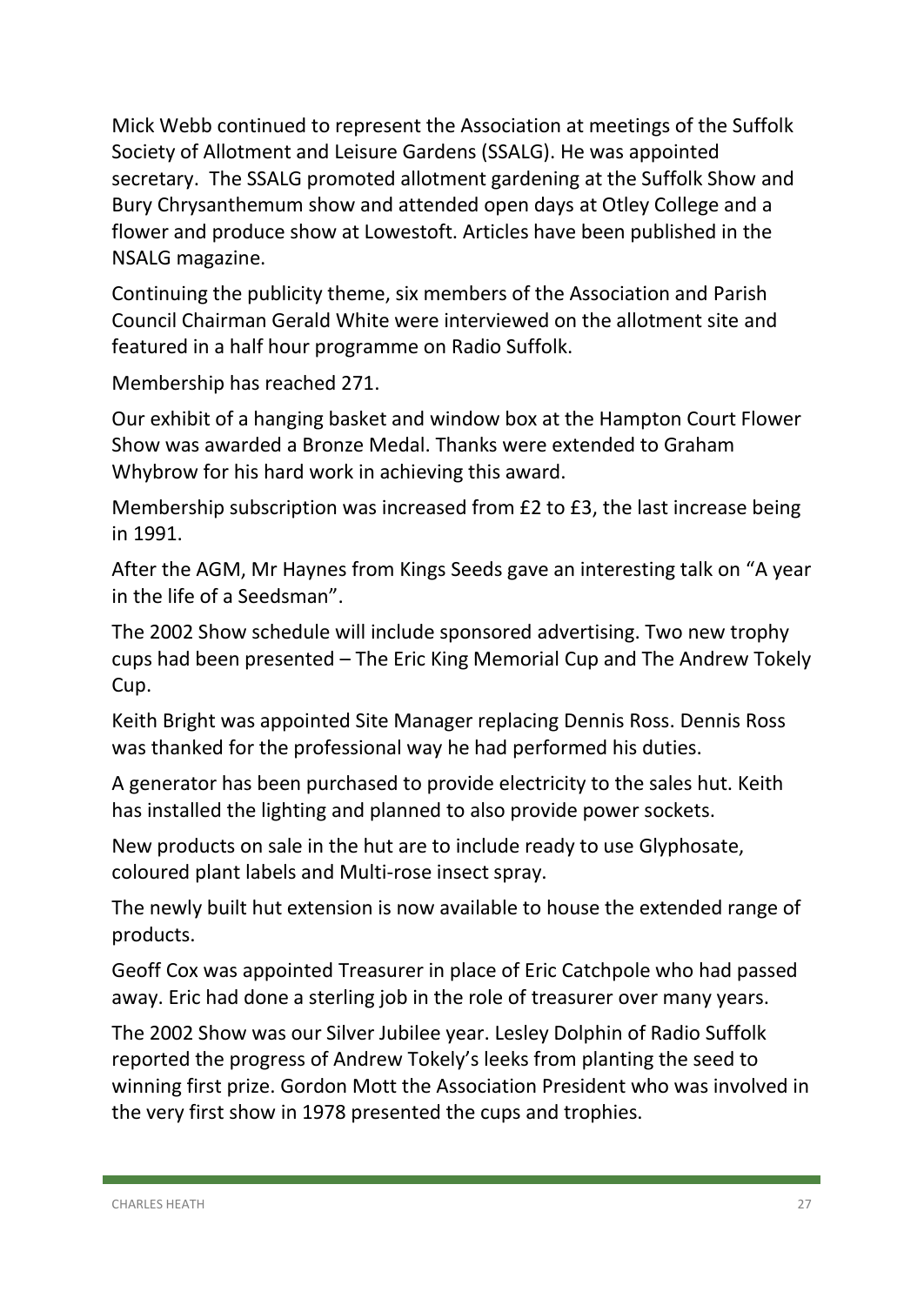Mick Webb continued to represent the Association at meetings of the Suffolk Society of Allotment and Leisure Gardens (SSALG). He was appointed secretary. The SSALG promoted allotment gardening at the Suffolk Show and Bury Chrysanthemum show and attended open days at Otley College and a flower and produce show at Lowestoft. Articles have been published in the NSALG magazine.

Continuing the publicity theme, six members of the Association and Parish Council Chairman Gerald White were interviewed on the allotment site and featured in a half hour programme on Radio Suffolk.

Membership has reached 271.

Our exhibit of a hanging basket and window box at the Hampton Court Flower Show was awarded a Bronze Medal. Thanks were extended to Graham Whybrow for his hard work in achieving this award.

Membership subscription was increased from £2 to £3, the last increase being in 1991.

After the AGM, Mr Haynes from Kings Seeds gave an interesting talk on "A year in the life of a Seedsman".

The 2002 Show schedule will include sponsored advertising. Two new trophy cups had been presented – The Eric King Memorial Cup and The Andrew Tokely Cup.

Keith Bright was appointed Site Manager replacing Dennis Ross. Dennis Ross was thanked for the professional way he had performed his duties.

A generator has been purchased to provide electricity to the sales hut. Keith has installed the lighting and planned to also provide power sockets.

New products on sale in the hut are to include ready to use Glyphosate, coloured plant labels and Multi-rose insect spray.

The newly built hut extension is now available to house the extended range of products.

Geoff Cox was appointed Treasurer in place of Eric Catchpole who had passed away. Eric had done a sterling job in the role of treasurer over many years.

The 2002 Show was our Silver Jubilee year. Lesley Dolphin of Radio Suffolk reported the progress of Andrew Tokely's leeks from planting the seed to winning first prize. Gordon Mott the Association President who was involved in the very first show in 1978 presented the cups and trophies.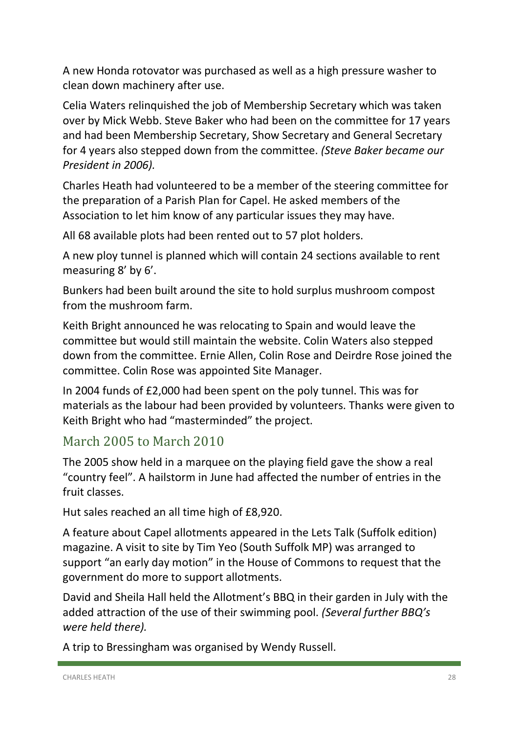A new Honda rotovator was purchased as well as a high pressure washer to clean down machinery after use.

Celia Waters relinquished the job of Membership Secretary which was taken over by Mick Webb. Steve Baker who had been on the committee for 17 years and had been Membership Secretary, Show Secretary and General Secretary for 4 years also stepped down from the committee. *(Steve Baker became our President in 2006).*

Charles Heath had volunteered to be a member of the steering committee for the preparation of a Parish Plan for Capel. He asked members of the Association to let him know of any particular issues they may have.

All 68 available plots had been rented out to 57 plot holders.

A new ploy tunnel is planned which will contain 24 sections available to rent measuring 8' by 6'.

Bunkers had been built around the site to hold surplus mushroom compost from the mushroom farm.

Keith Bright announced he was relocating to Spain and would leave the committee but would still maintain the website. Colin Waters also stepped down from the committee. Ernie Allen, Colin Rose and Deirdre Rose joined the committee. Colin Rose was appointed Site Manager.

In 2004 funds of £2,000 had been spent on the poly tunnel. This was for materials as the labour had been provided by volunteers. Thanks were given to Keith Bright who had "masterminded" the project.

## March 2005 to March 2010

The 2005 show held in a marquee on the playing field gave the show a real "country feel". A hailstorm in June had affected the number of entries in the fruit classes.

Hut sales reached an all time high of £8,920.

A feature about Capel allotments appeared in the Lets Talk (Suffolk edition) magazine. A visit to site by Tim Yeo (South Suffolk MP) was arranged to support "an early day motion" in the House of Commons to request that the government do more to support allotments.

David and Sheila Hall held the Allotment's BBQ in their garden in July with the added attraction of the use of their swimming pool. *(Several further BBQ's were held there).*

A trip to Bressingham was organised by Wendy Russell.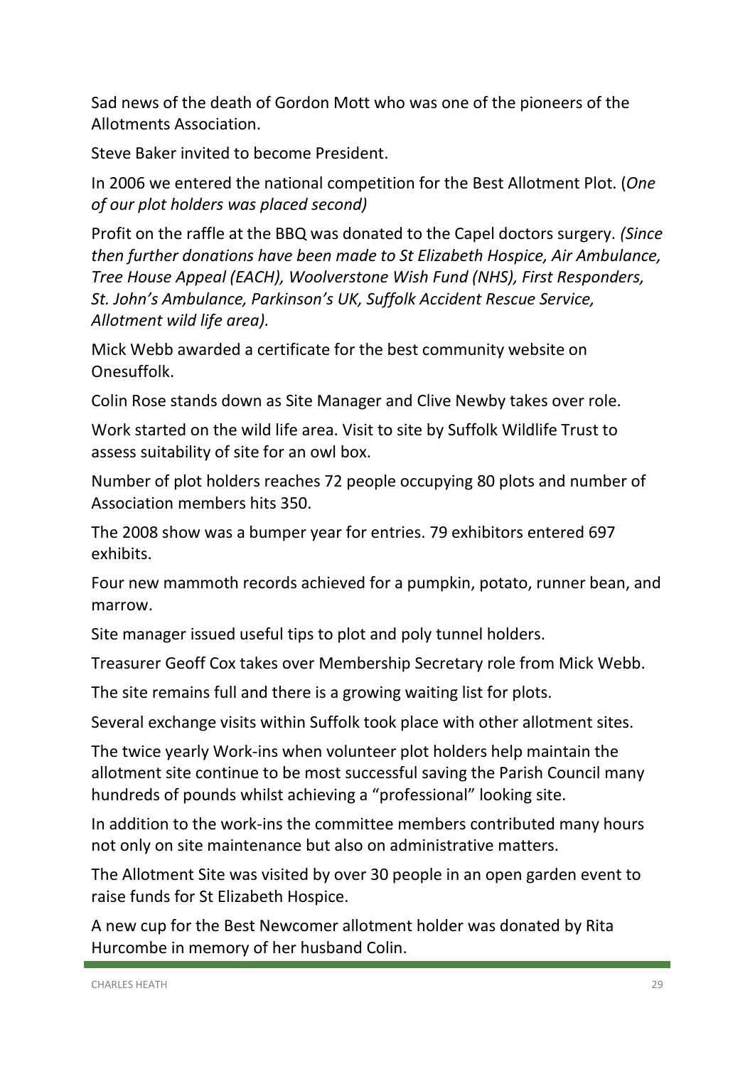Sad news of the death of Gordon Mott who was one of the pioneers of the Allotments Association.

Steve Baker invited to become President.

In 2006 we entered the national competition for the Best Allotment Plot. (*One of our plot holders was placed second)*

Profit on the raffle at the BBQ was donated to the Capel doctors surgery. *(Since then further donations have been made to St Elizabeth Hospice, Air Ambulance, Tree House Appeal (EACH), Woolverstone Wish Fund (NHS), First Responders, St. John's Ambulance, Parkinson's UK, Suffolk Accident Rescue Service, Allotment wild life area).*

Mick Webb awarded a certificate for the best community website on Onesuffolk.

Colin Rose stands down as Site Manager and Clive Newby takes over role.

Work started on the wild life area. Visit to site by Suffolk Wildlife Trust to assess suitability of site for an owl box.

Number of plot holders reaches 72 people occupying 80 plots and number of Association members hits 350.

The 2008 show was a bumper year for entries. 79 exhibitors entered 697 exhibits.

Four new mammoth records achieved for a pumpkin, potato, runner bean, and marrow.

Site manager issued useful tips to plot and poly tunnel holders.

Treasurer Geoff Cox takes over Membership Secretary role from Mick Webb.

The site remains full and there is a growing waiting list for plots.

Several exchange visits within Suffolk took place with other allotment sites.

The twice yearly Work-ins when volunteer plot holders help maintain the allotment site continue to be most successful saving the Parish Council many hundreds of pounds whilst achieving a "professional" looking site.

In addition to the work-ins the committee members contributed many hours not only on site maintenance but also on administrative matters.

The Allotment Site was visited by over 30 people in an open garden event to raise funds for St Elizabeth Hospice.

A new cup for the Best Newcomer allotment holder was donated by Rita Hurcombe in memory of her husband Colin.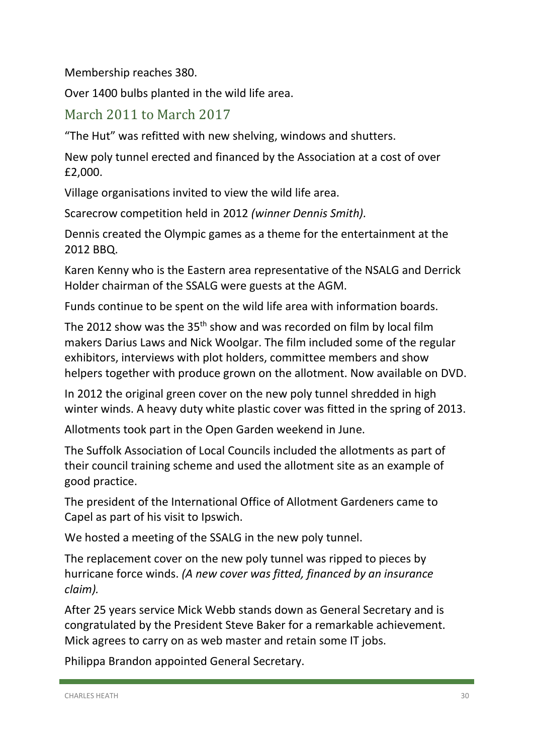Membership reaches 380.

Over 1400 bulbs planted in the wild life area.

## March 2011 to March 2017

"The Hut" was refitted with new shelving, windows and shutters.

New poly tunnel erected and financed by the Association at a cost of over £2,000.

Village organisations invited to view the wild life area.

Scarecrow competition held in 2012 *(winner Dennis Smith).*

Dennis created the Olympic games as a theme for the entertainment at the 2012 BBQ.

Karen Kenny who is the Eastern area representative of the NSALG and Derrick Holder chairman of the SSALG were guests at the AGM.

Funds continue to be spent on the wild life area with information boards.

The 2012 show was the 35th show and was recorded on film by local film makers Darius Laws and Nick Woolgar. The film included some of the regular exhibitors, interviews with plot holders, committee members and show helpers together with produce grown on the allotment. Now available on DVD.

In 2012 the original green cover on the new poly tunnel shredded in high winter winds. A heavy duty white plastic cover was fitted in the spring of 2013.

Allotments took part in the Open Garden weekend in June.

The Suffolk Association of Local Councils included the allotments as part of their council training scheme and used the allotment site as an example of good practice.

The president of the International Office of Allotment Gardeners came to Capel as part of his visit to Ipswich.

We hosted a meeting of the SSALG in the new poly tunnel.

The replacement cover on the new poly tunnel was ripped to pieces by hurricane force winds. *(A new cover was fitted, financed by an insurance claim).*

After 25 years service Mick Webb stands down as General Secretary and is congratulated by the President Steve Baker for a remarkable achievement. Mick agrees to carry on as web master and retain some IT jobs.

Philippa Brandon appointed General Secretary.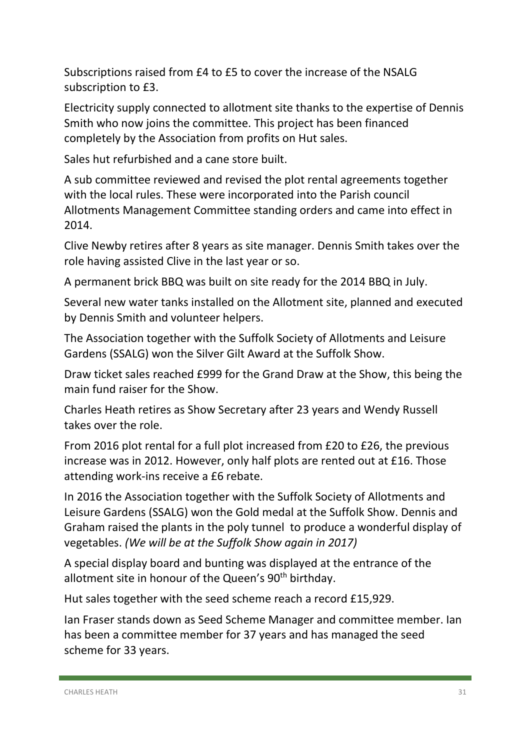Subscriptions raised from £4 to £5 to cover the increase of the NSALG subscription to £3.

Electricity supply connected to allotment site thanks to the expertise of Dennis Smith who now joins the committee. This project has been financed completely by the Association from profits on Hut sales.

Sales hut refurbished and a cane store built.

A sub committee reviewed and revised the plot rental agreements together with the local rules. These were incorporated into the Parish council Allotments Management Committee standing orders and came into effect in 2014.

Clive Newby retires after 8 years as site manager. Dennis Smith takes over the role having assisted Clive in the last year or so.

A permanent brick BBQ was built on site ready for the 2014 BBQ in July.

Several new water tanks installed on the Allotment site, planned and executed by Dennis Smith and volunteer helpers.

The Association together with the Suffolk Society of Allotments and Leisure Gardens (SSALG) won the Silver Gilt Award at the Suffolk Show.

Draw ticket sales reached £999 for the Grand Draw at the Show, this being the main fund raiser for the Show.

Charles Heath retires as Show Secretary after 23 years and Wendy Russell takes over the role.

From 2016 plot rental for a full plot increased from £20 to £26, the previous increase was in 2012. However, only half plots are rented out at £16. Those attending work-ins receive a £6 rebate.

In 2016 the Association together with the Suffolk Society of Allotments and Leisure Gardens (SSALG) won the Gold medal at the Suffolk Show. Dennis and Graham raised the plants in the poly tunnel to produce a wonderful display of vegetables. *(We will be at the Suffolk Show again in 2017)*

A special display board and bunting was displayed at the entrance of the allotment site in honour of the Queen's 90th birthday.

Hut sales together with the seed scheme reach a record £15,929.

Ian Fraser stands down as Seed Scheme Manager and committee member. Ian has been a committee member for 37 years and has managed the seed scheme for 33 years.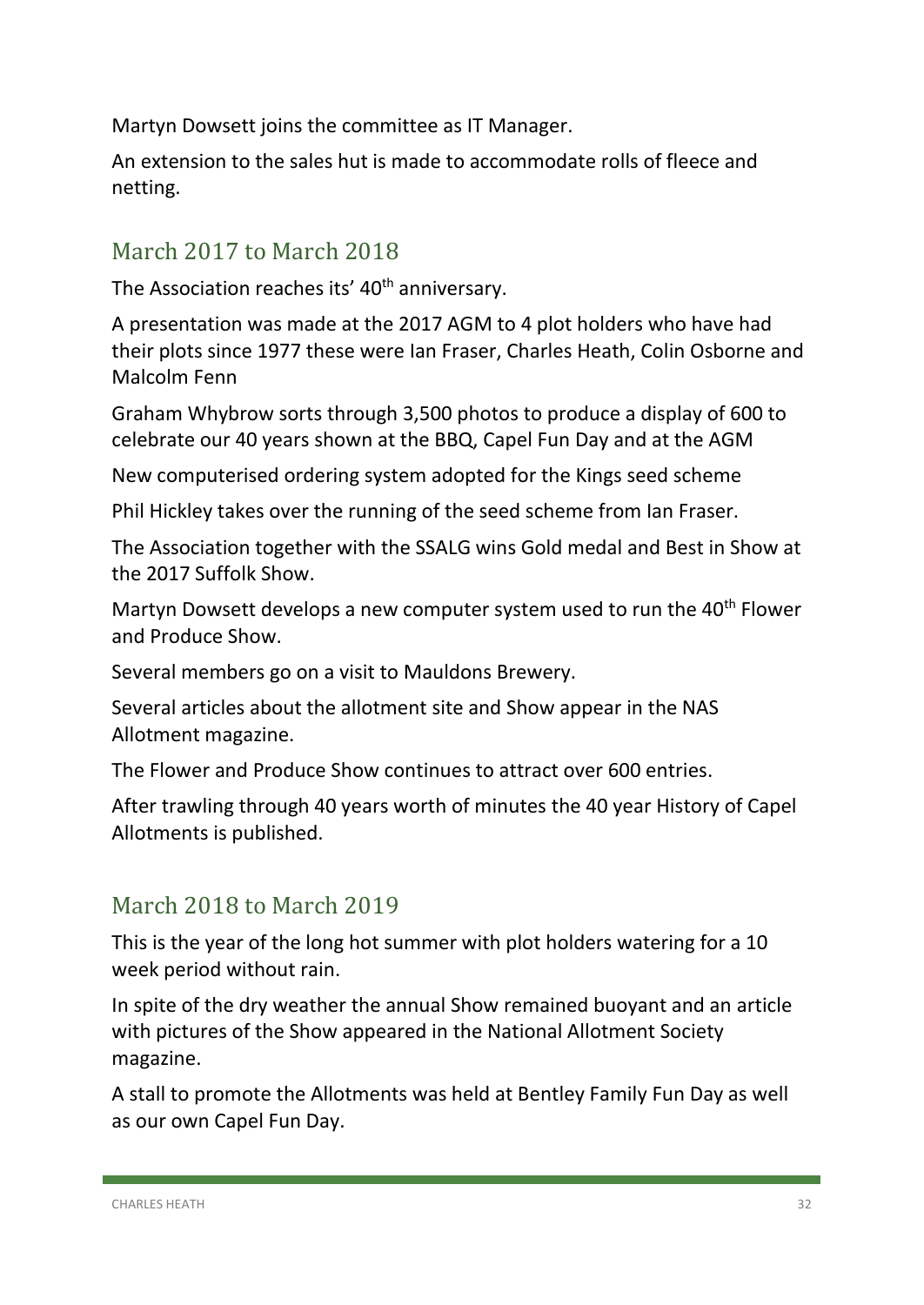Martyn Dowsett joins the committee as IT Manager.

An extension to the sales hut is made to accommodate rolls of fleece and netting.

## March 2017 to March 2018

The Association reaches its' 40th anniversary.

A presentation was made at the 2017 AGM to 4 plot holders who have had their plots since 1977 these were Ian Fraser, Charles Heath, Colin Osborne and Malcolm Fenn

Graham Whybrow sorts through 3,500 photos to produce a display of 600 to celebrate our 40 years shown at the BBQ, Capel Fun Day and at the AGM

New computerised ordering system adopted for the Kings seed scheme

Phil Hickley takes over the running of the seed scheme from Ian Fraser.

The Association together with the SSALG wins Gold medal and Best in Show at the 2017 Suffolk Show.

Martyn Dowsett develops a new computer system used to run the 40th Flower and Produce Show.

Several members go on a visit to Mauldons Brewery.

Several articles about the allotment site and Show appear in the NAS Allotment magazine.

The Flower and Produce Show continues to attract over 600 entries.

After trawling through 40 years worth of minutes the 40 year History of Capel Allotments is published.

## March 2018 to March 2019

This is the year of the long hot summer with plot holders watering for a 10 week period without rain.

In spite of the dry weather the annual Show remained buoyant and an article with pictures of the Show appeared in the National Allotment Society magazine.

A stall to promote the Allotments was held at Bentley Family Fun Day as well as our own Capel Fun Day.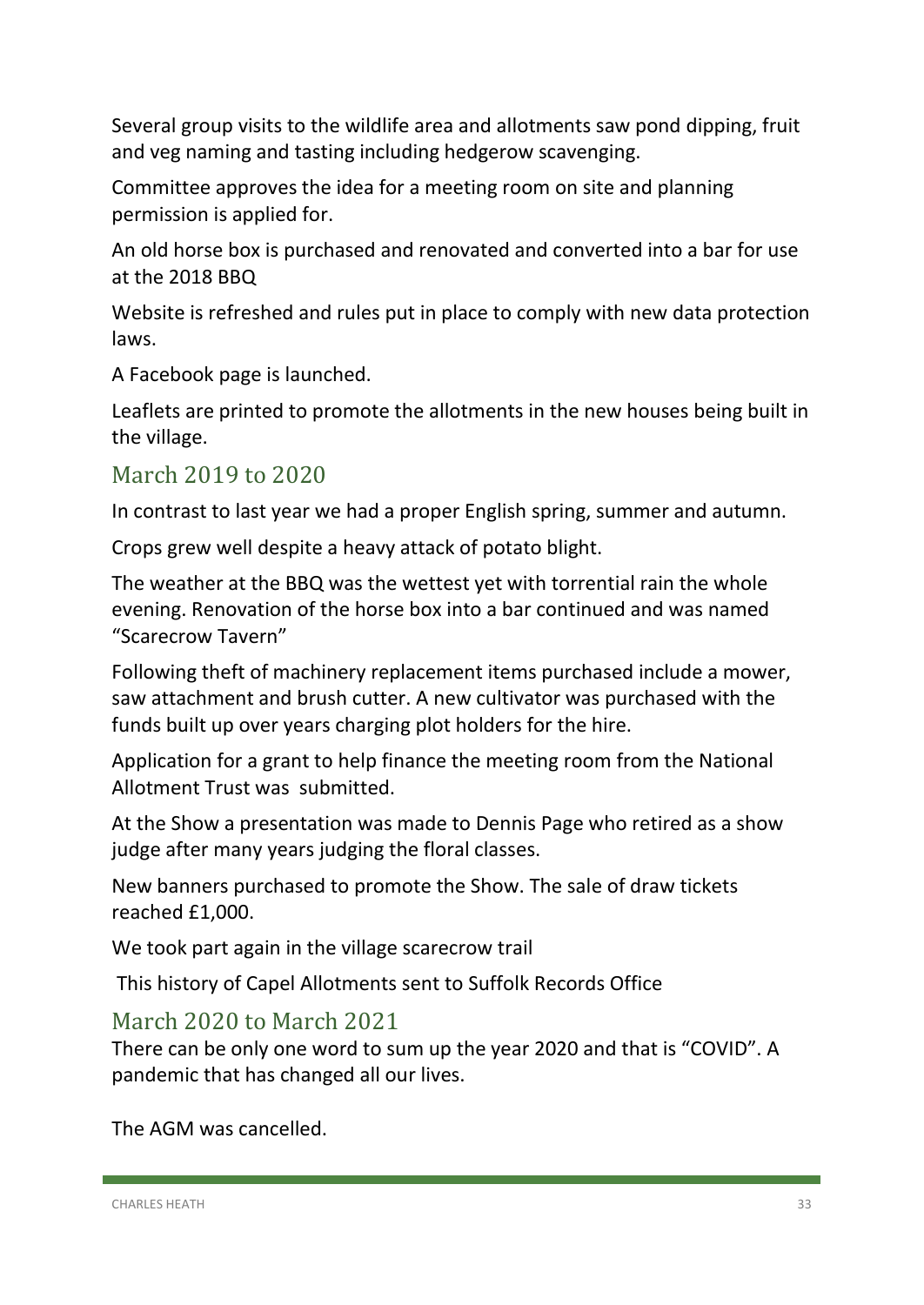Several group visits to the wildlife area and allotments saw pond dipping, fruit and veg naming and tasting including hedgerow scavenging.

Committee approves the idea for a meeting room on site and planning permission is applied for.

An old horse box is purchased and renovated and converted into a bar for use at the 2018 BBQ

Website is refreshed and rules put in place to comply with new data protection laws.

A Facebook page is launched.

Leaflets are printed to promote the allotments in the new houses being built in the village.

## March 2019 to 2020

In contrast to last year we had a proper English spring, summer and autumn.

Crops grew well despite a heavy attack of potato blight.

The weather at the BBQ was the wettest yet with torrential rain the whole evening. Renovation of the horse box into a bar continued and was named "Scarecrow Tavern"

Following theft of machinery replacement items purchased include a mower, saw attachment and brush cutter. A new cultivator was purchased with the funds built up over years charging plot holders for the hire.

Application for a grant to help finance the meeting room from the National Allotment Trust was submitted.

At the Show a presentation was made to Dennis Page who retired as a show judge after many years judging the floral classes.

New banners purchased to promote the Show. The sale of draw tickets reached £1,000.

We took part again in the village scarecrow trail

This history of Capel Allotments sent to Suffolk Records Office

## March 2020 to March 2021

There can be only one word to sum up the year 2020 and that is "COVID". A pandemic that has changed all our lives.

The AGM was cancelled.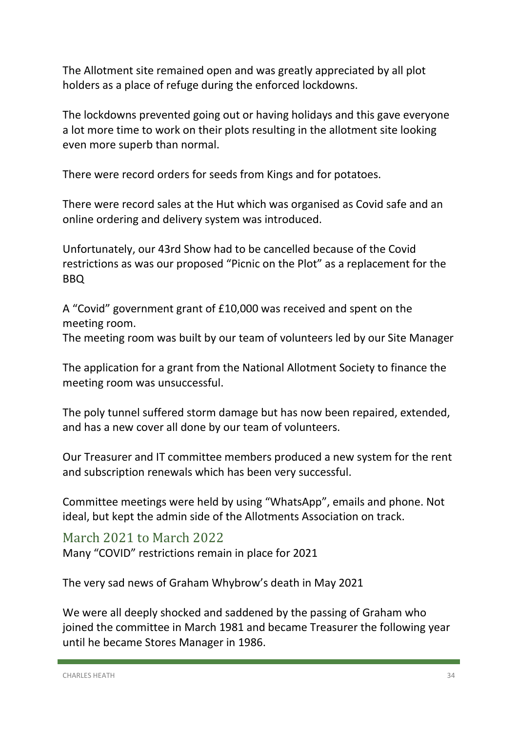The Allotment site remained open and was greatly appreciated by all plot holders as a place of refuge during the enforced lockdowns.

The lockdowns prevented going out or having holidays and this gave everyone a lot more time to work on their plots resulting in the allotment site looking even more superb than normal.

There were record orders for seeds from Kings and for potatoes.

There were record sales at the Hut which was organised as Covid safe and an online ordering and delivery system was introduced.

Unfortunately, our 43rd Show had to be cancelled because of the Covid restrictions as was our proposed "Picnic on the Plot" as a replacement for the BBQ

A "Covid" government grant of £10,000 was received and spent on the meeting room.
The meeting room was built by our team of volunteers led by our Site Manager

The application for a grant from the National Allotment Society to finance the meeting room was unsuccessful.

The poly tunnel suffered storm damage but has now been repaired, extended, and has a new cover all done by our team of volunteers.

Our Treasurer and IT committee members produced a new system for the rent and subscription renewals which has been very successful.

Committee meetings were held by using "WhatsApp", emails and phone. Not ideal, but kept the admin side of the Allotments Association on track.

## March 2021 to March 2022

Many "COVID" restrictions remain in place for 2021

The very sad news of Graham Whybrow's death in May 2021

We were all deeply shocked and saddened by the passing of Graham who joined the committee in March 1981 and became Treasurer the following year until he became Stores Manager in 1986.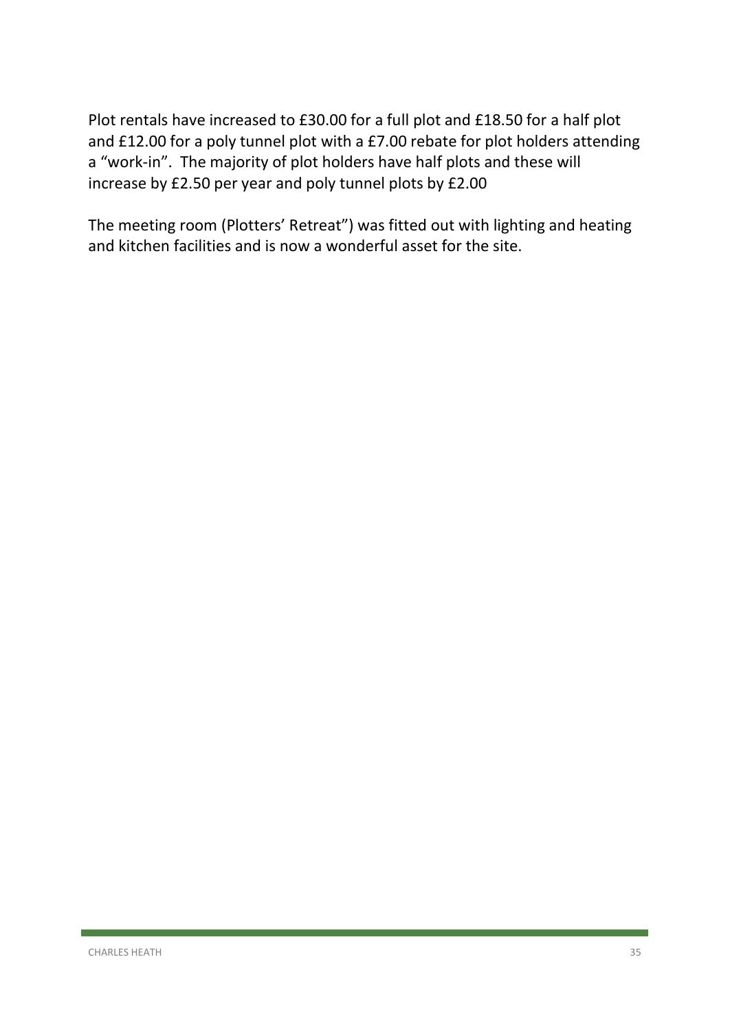Plot rentals have increased to £30.00 for a full plot and £18.50 for a half plot and £12.00 for a poly tunnel plot with a £7.00 rebate for plot holders attending a "work-in". The majority of plot holders have half plots and these will increase by £2.50 per year and poly tunnel plots by £2.00

The meeting room (Plotters' Retreat") was fitted out with lighting and heating and kitchen facilities and is now a wonderful asset for the site.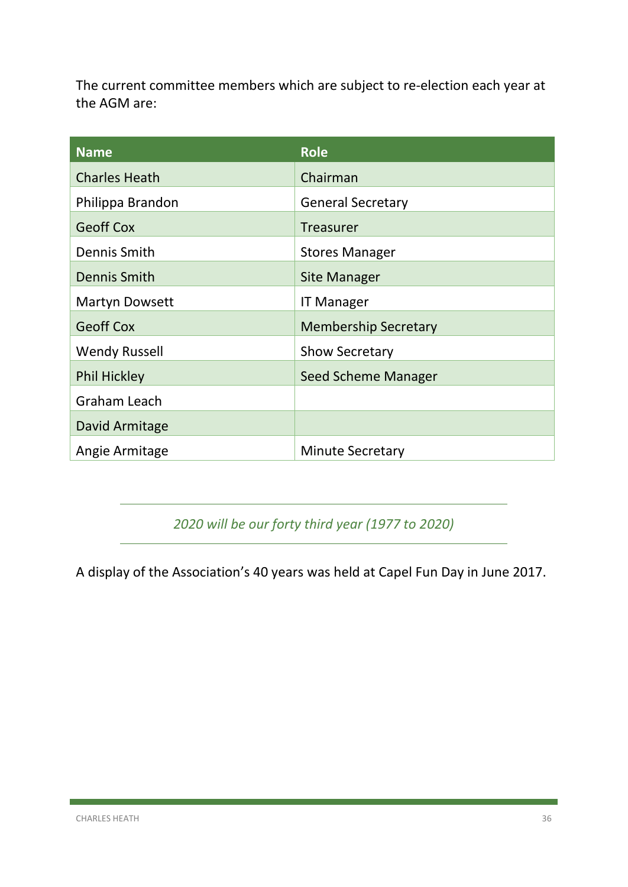The current committee members which are subject to re-election each year at the AGM are:

| Name | Role |
| --- | --- |
| Charles Heath | Chairman |
| Philippa Brandon | General Secretary |
| Geoff Cox | Treasurer |
| Dennis Smith | Stores Manager |
| Dennis Smith | Site Manager |
| Martyn Dowsett | IT Manager |
| Geoff Cox | Membership Secretary |
| Wendy Russell | Show Secretary |
| Phil Hickley | Seed Scheme Manager |
| Graham Leach | |
| David Armitage | |
| Angie Armitage | Minute Secretary |

---

*2020 will be our forty third year (1977 to 2020)*

---

A display of the Association's 40 years was held at Capel Fun Day in June 2017.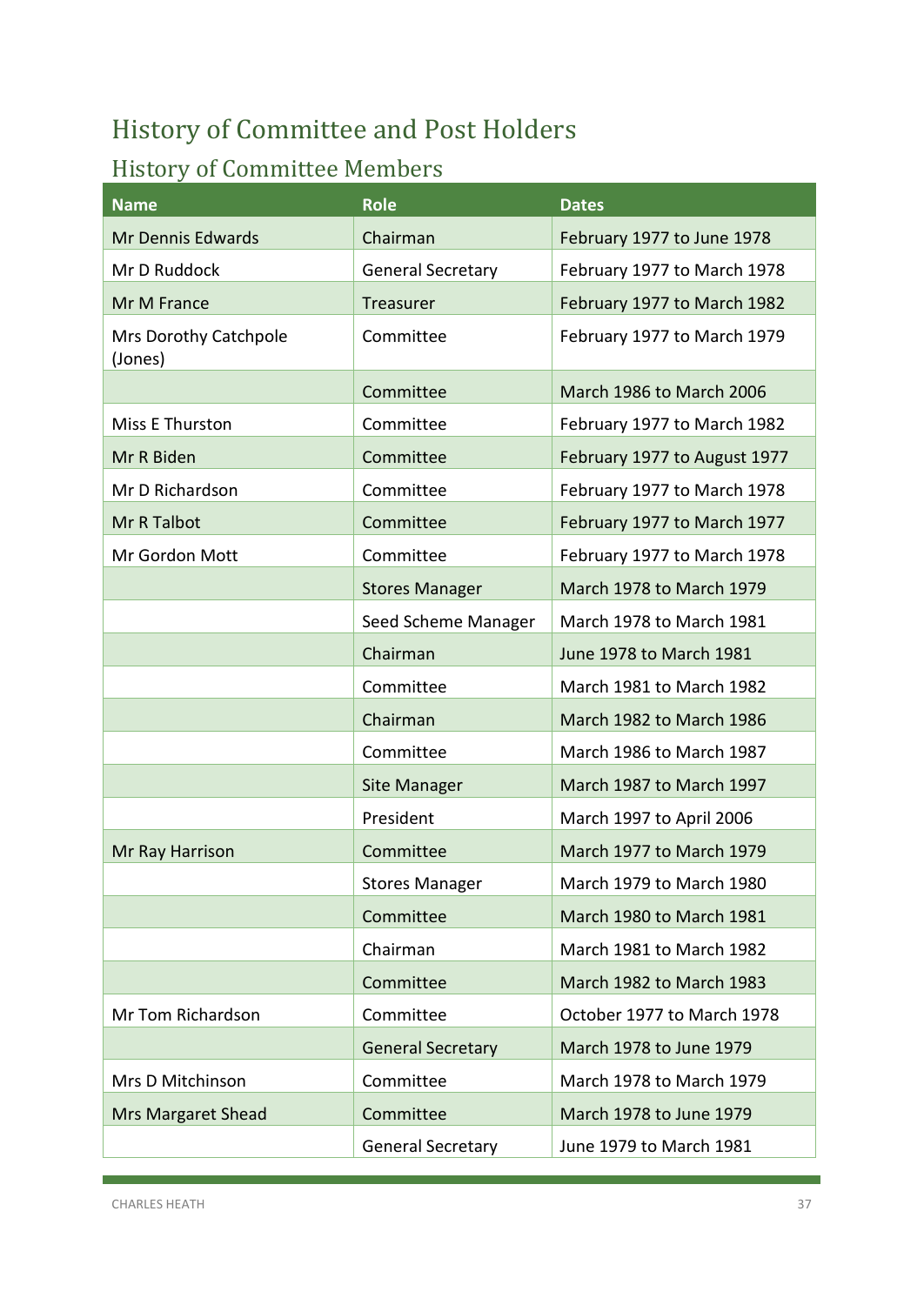# History of Committee and Post Holders

## History of Committee Members

| Name | Role | Dates |
|---|---|---|
| Mr Dennis Edwards | Chairman | February 1977 to June 1978 |
| Mr D Ruddock | General Secretary | February 1977 to March 1978 |
| Mr M France | Treasurer | February 1977 to March 1982 |
| Mrs Dorothy Catchpole (Jones) | Committee | February 1977 to March 1979 |
| | Committee | March 1986 to March 2006 |
| Miss E Thurston | Committee | February 1977 to March 1982 |
| Mr R Biden | Committee | February 1977 to August 1977 |
| Mr D Richardson | Committee | February 1977 to March 1978 |
| Mr R Talbot | Committee | February 1977 to March 1977 |
| Mr Gordon Mott | Committee | February 1977 to March 1978 |
| | Stores Manager | March 1978 to March 1979 |
| | Seed Scheme Manager | March 1978 to March 1981 |
| | Chairman | June 1978 to March 1981 |
| | Committee | March 1981 to March 1982 |
| | Chairman | March 1982 to March 1986 |
| | Committee | March 1986 to March 1987 |
| | Site Manager | March 1987 to March 1997 |
| | President | March 1997 to April 2006 |
| Mr Ray Harrison | Committee | March 1977 to March 1979 |
| | Stores Manager | March 1979 to March 1980 |
| | Committee | March 1980 to March 1981 |
| | Chairman | March 1981 to March 1982 |
| | Committee | March 1982 to March 1983 |
| Mr Tom Richardson | Committee | October 1977 to March 1978 |
| | General Secretary | March 1978 to June 1979 |
| Mrs D Mitchinson | Committee | March 1978 to March 1979 |
| Mrs Margaret Shead | Committee | March 1978 to June 1979 |
| | General Secretary | June 1979 to March 1981 |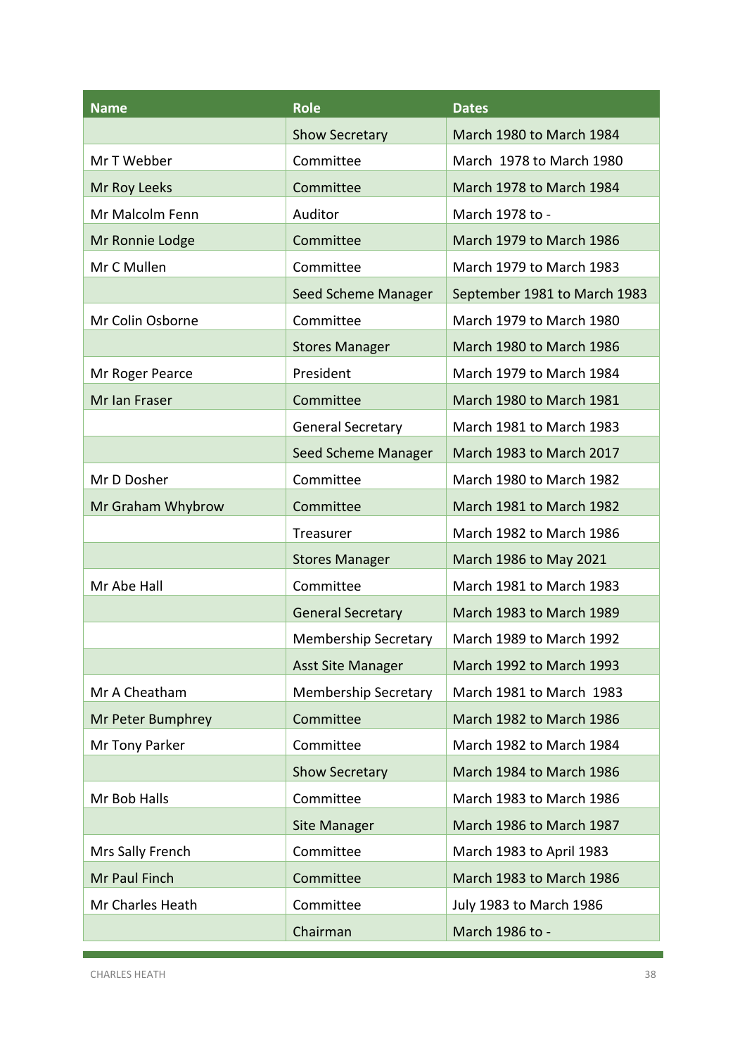| Name | Role | Dates |
|---|---|---|
| | Show Secretary | March 1980 to March 1984 |
| Mr T Webber | Committee | March 1978 to March 1980 |
| Mr Roy Leeks | Committee | March 1978 to March 1984 |
| Mr Malcolm Fenn | Auditor | March 1978 to - |
| Mr Ronnie Lodge | Committee | March 1979 to March 1986 |
| Mr C Mullen | Committee | March 1979 to March 1983 |
| | Seed Scheme Manager | September 1981 to March 1983 |
| Mr Colin Osborne | Committee | March 1979 to March 1980 |
| | Stores Manager | March 1980 to March 1986 |
| Mr Roger Pearce | President | March 1979 to March 1984 |
| Mr Ian Fraser | Committee | March 1980 to March 1981 |
| | General Secretary | March 1981 to March 1983 |
| | Seed Scheme Manager | March 1983 to March 2017 |
| Mr D Dosher | Committee | March 1980 to March 1982 |
| Mr Graham Whybrow | Committee | March 1981 to March 1982 |
| | Treasurer | March 1982 to March 1986 |
| | Stores Manager | March 1986 to May 2021 |
| Mr Abe Hall | Committee | March 1981 to March 1983 |
| | General Secretary | March 1983 to March 1989 |
| | Membership Secretary | March 1989 to March 1992 |
| | Asst Site Manager | March 1992 to March 1993 |
| Mr A Cheatham | Membership Secretary | March 1981 to March 1983 |
| Mr Peter Bumphrey | Committee | March 1982 to March 1986 |
| Mr Tony Parker | Committee | March 1982 to March 1984 |
| | Show Secretary | March 1984 to March 1986 |
| Mr Bob Halls | Committee | March 1983 to March 1986 |
| | Site Manager | March 1986 to March 1987 |
| Mrs Sally French | Committee | March 1983 to April 1983 |
| Mr Paul Finch | Committee | March 1983 to March 1986 |
| Mr Charles Heath | Committee | July 1983 to March 1986 |
| | Chairman | March 1986 to - |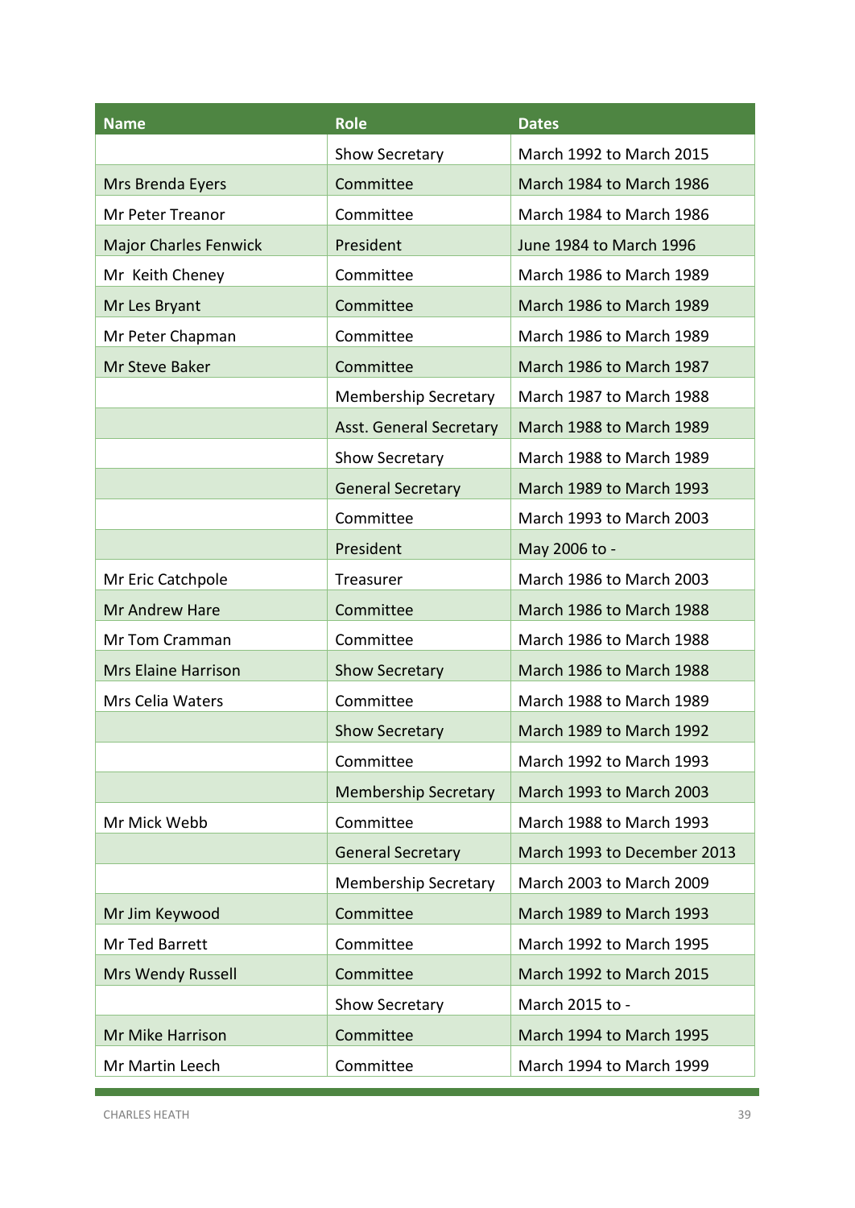| Name | Role | Dates |
|---|---|---|
| | Show Secretary | March 1992 to March 2015 |
| Mrs Brenda Eyers | Committee | March 1984 to March 1986 |
| Mr Peter Treanor | Committee | March 1984 to March 1986 |
| Major Charles Fenwick | President | June 1984 to March 1996 |
| Mr  Keith Cheney | Committee | March 1986 to March 1989 |
| Mr Les Bryant | Committee | March 1986 to March 1989 |
| Mr Peter Chapman | Committee | March 1986 to March 1989 |
| Mr Steve Baker | Committee | March 1986 to March 1987 |
| | Membership Secretary | March 1987 to March 1988 |
| | Asst. General Secretary | March 1988 to March 1989 |
| | Show Secretary | March 1988 to March 1989 |
| | General Secretary | March 1989 to March 1993 |
| | Committee | March 1993 to March 2003 |
| | President | May 2006 to - |
| Mr Eric Catchpole | Treasurer | March 1986 to March 2003 |
| Mr Andrew Hare | Committee | March 1986 to March 1988 |
| Mr Tom Cramman | Committee | March 1986 to March 1988 |
| Mrs Elaine Harrison | Show Secretary | March 1986 to March 1988 |
| Mrs Celia Waters | Committee | March 1988 to March 1989 |
| | Show Secretary | March 1989 to March 1992 |
| | Committee | March 1992 to March 1993 |
| | Membership Secretary | March 1993 to March 2003 |
| Mr Mick Webb | Committee | March 1988 to March 1993 |
| | General Secretary | March 1993 to December 2013 |
| | Membership Secretary | March 2003 to March 2009 |
| Mr Jim Keywood | Committee | March 1989 to March 1993 |
| Mr Ted Barrett | Committee | March 1992 to March 1995 |
| Mrs Wendy Russell | Committee | March 1992 to March 2015 |
| | Show Secretary | March 2015 to - |
| Mr Mike Harrison | Committee | March 1994 to March 1995 |
| Mr Martin Leech | Committee | March 1994 to March 1999 |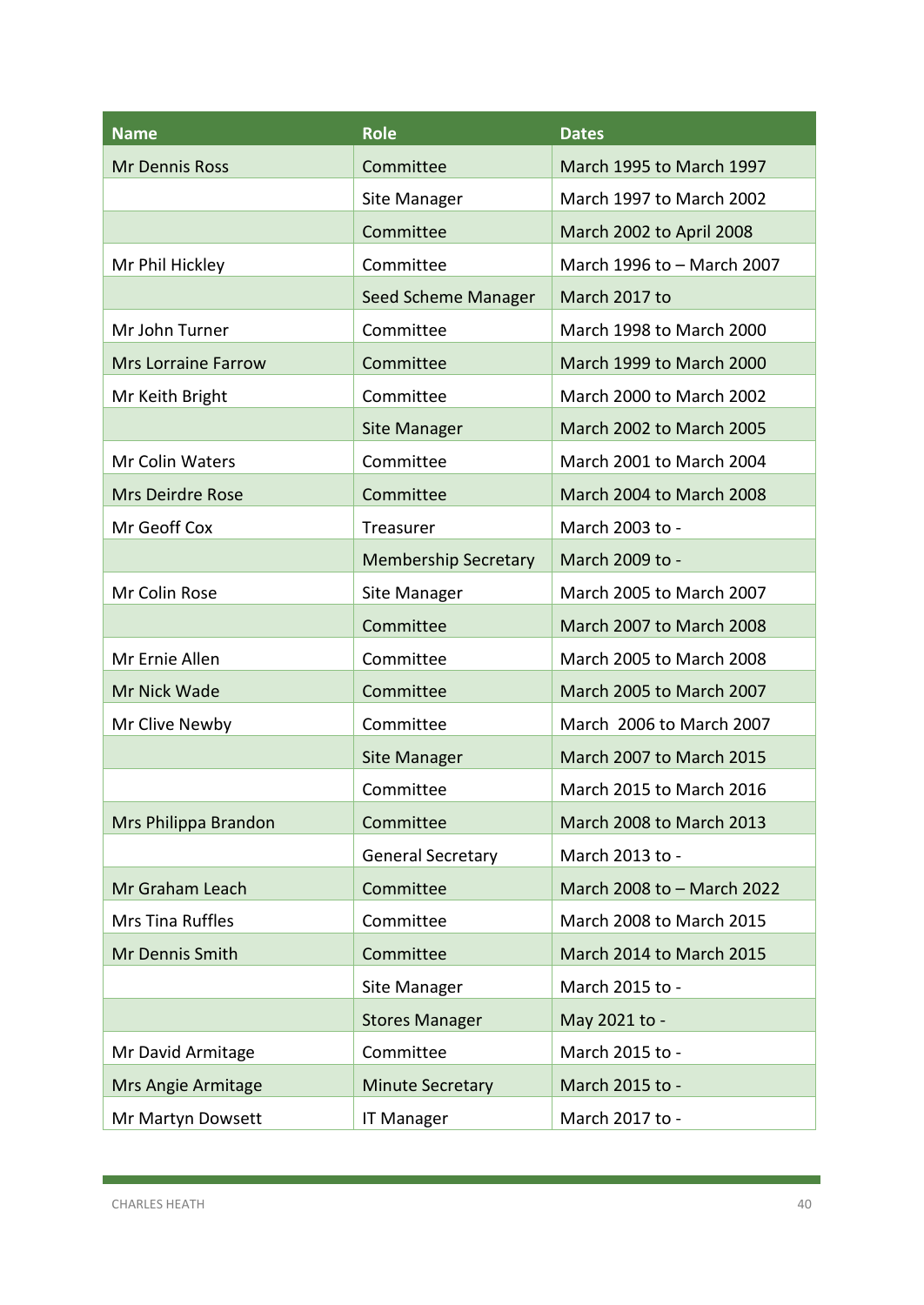| Name | Role | Dates |
|---|---|---|
| Mr Dennis Ross | Committee | March 1995 to March 1997 |
| | Site Manager | March 1997 to March 2002 |
| | Committee | March 2002 to April 2008 |
| Mr Phil Hickley | Committee | March 1996 to – March 2007 |
| | Seed Scheme Manager | March 2017 to |
| Mr John Turner | Committee | March 1998 to March 2000 |
| Mrs Lorraine Farrow | Committee | March 1999 to March 2000 |
| Mr Keith Bright | Committee | March 2000 to March 2002 |
| | Site Manager | March 2002 to March 2005 |
| Mr Colin Waters | Committee | March 2001 to March 2004 |
| Mrs Deirdre Rose | Committee | March 2004 to March 2008 |
| Mr Geoff Cox | Treasurer | March 2003 to - |
| | Membership Secretary | March 2009 to - |
| Mr Colin Rose | Site Manager | March 2005 to March 2007 |
| | Committee | March 2007 to March 2008 |
| Mr Ernie Allen | Committee | March 2005 to March 2008 |
| Mr Nick Wade | Committee | March 2005 to March 2007 |
| Mr Clive Newby | Committee | March 2006 to March 2007 |
| | Site Manager | March 2007 to March 2015 |
| | Committee | March 2015 to March 2016 |
| Mrs Philippa Brandon | Committee | March 2008 to March 2013 |
| | General Secretary | March 2013 to - |
| Mr Graham Leach | Committee | March 2008 to – March 2022 |
| Mrs Tina Ruffles | Committee | March 2008 to March 2015 |
| Mr Dennis Smith | Committee | March 2014 to March 2015 |
| | Site Manager | March 2015 to - |
| | Stores Manager | May 2021 to - |
| Mr David Armitage | Committee | March 2015 to - |
| Mrs Angie Armitage | Minute Secretary | March 2015 to - |
| Mr Martyn Dowsett | IT Manager | March 2017 to - |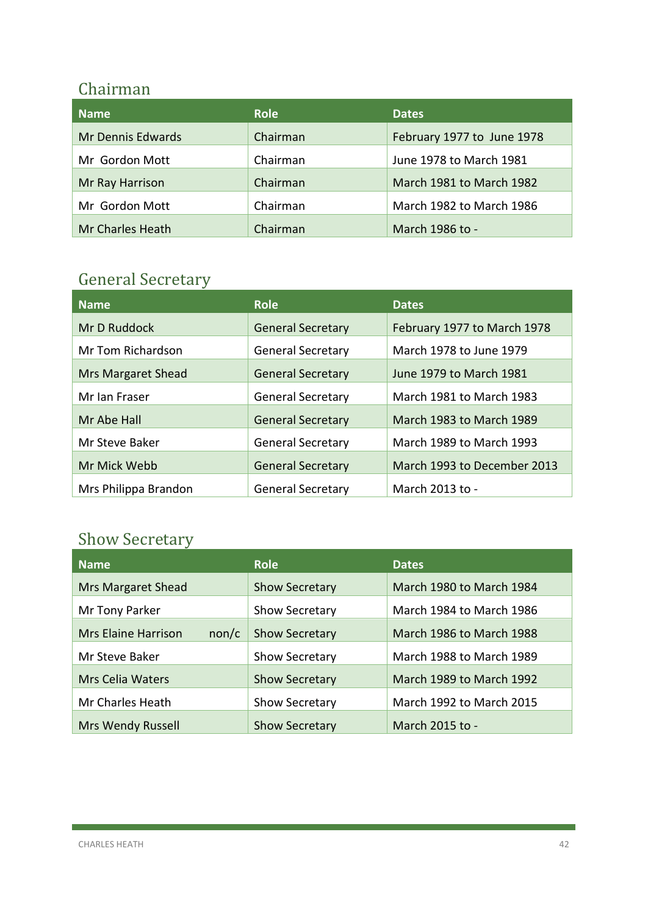## Chairman

| Name | Role | Dates |
|---|---|---|
| Mr Dennis Edwards | Chairman | February 1977 to June 1978 |
| Mr Gordon Mott | Chairman | June 1978 to March 1981 |
| Mr Ray Harrison | Chairman | March 1981 to March 1982 |
| Mr Gordon Mott | Chairman | March 1982 to March 1986 |
| Mr Charles Heath | Chairman | March 1986 to - |

## General Secretary

| Name | Role | Dates |
|---|---|---|
| Mr D Ruddock | General Secretary | February 1977 to March 1978 |
| Mr Tom Richardson | General Secretary | March 1978 to June 1979 |
| Mrs Margaret Shead | General Secretary | June 1979 to March 1981 |
| Mr Ian Fraser | General Secretary | March 1981 to March 1983 |
| Mr Abe Hall | General Secretary | March 1983 to March 1989 |
| Mr Steve Baker | General Secretary | March 1989 to March 1993 |
| Mr Mick Webb | General Secretary | March 1993 to December 2013 |
| Mrs Philippa Brandon | General Secretary | March 2013 to - |

## Show Secretary

| Name | Role | Dates |
|---|---|---|
| Mrs Margaret Shead | Show Secretary | March 1980 to March 1984 |
| Mr Tony Parker | Show Secretary | March 1984 to March 1986 |
| Mrs Elaine Harrison non/c | Show Secretary | March 1986 to March 1988 |
| Mr Steve Baker | Show Secretary | March 1988 to March 1989 |
| Mrs Celia Waters | Show Secretary | March 1989 to March 1992 |
| Mr Charles Heath | Show Secretary | March 1992 to March 2015 |
| Mrs Wendy Russell | Show Secretary | March 2015 to - |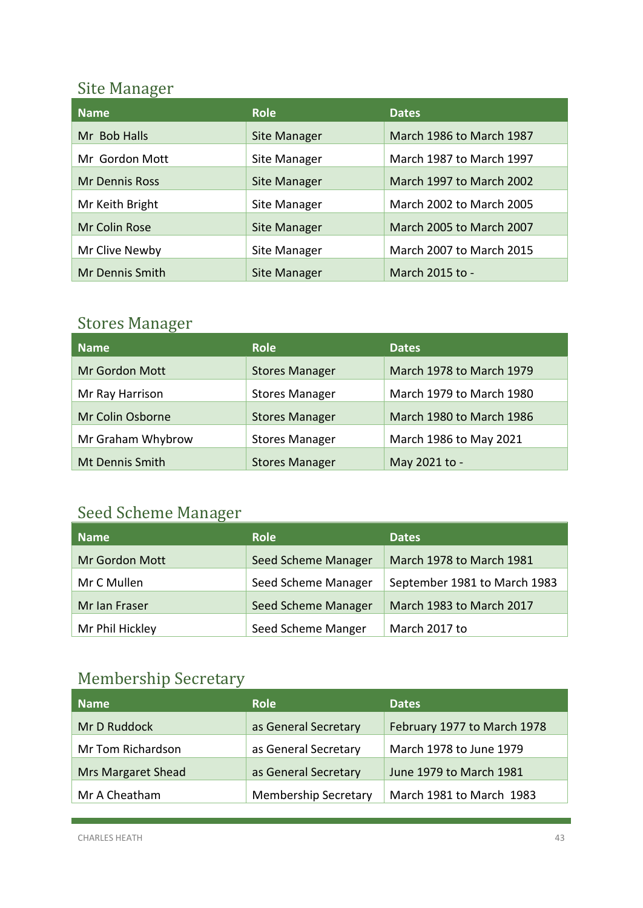## Site Manager

| Name | Role | Dates |
|---|---|---|
| Mr Bob Halls | Site Manager | March 1986 to March 1987 |
| Mr Gordon Mott | Site Manager | March 1987 to March 1997 |
| Mr Dennis Ross | Site Manager | March 1997 to March 2002 |
| Mr Keith Bright | Site Manager | March 2002 to March 2005 |
| Mr Colin Rose | Site Manager | March 2005 to March 2007 |
| Mr Clive Newby | Site Manager | March 2007 to March 2015 |
| Mr Dennis Smith | Site Manager | March 2015 to - |

## Stores Manager

| Name | Role | Dates |
|---|---|---|
| Mr Gordon Mott | Stores Manager | March 1978 to March 1979 |
| Mr Ray Harrison | Stores Manager | March 1979 to March 1980 |
| Mr Colin Osborne | Stores Manager | March 1980 to March 1986 |
| Mr Graham Whybrow | Stores Manager | March 1986 to May 2021 |
| Mt Dennis Smith | Stores Manager | May 2021 to - |

## Seed Scheme Manager

| Name | Role | Dates |
|---|---|---|
| Mr Gordon Mott | Seed Scheme Manager | March 1978 to March 1981 |
| Mr C Mullen | Seed Scheme Manager | September 1981 to March 1983 |
| Mr Ian Fraser | Seed Scheme Manager | March 1983 to March 2017 |
| Mr Phil Hickley | Seed Scheme Manger | March 2017 to |

## Membership Secretary

| Name | Role | Dates |
|---|---|---|
| Mr D Ruddock | as General Secretary | February 1977 to March 1978 |
| Mr Tom Richardson | as General Secretary | March 1978 to June 1979 |
| Mrs Margaret Shead | as General Secretary | June 1979 to March 1981 |
| Mr A Cheatham | Membership Secretary | March 1981 to March 1983 |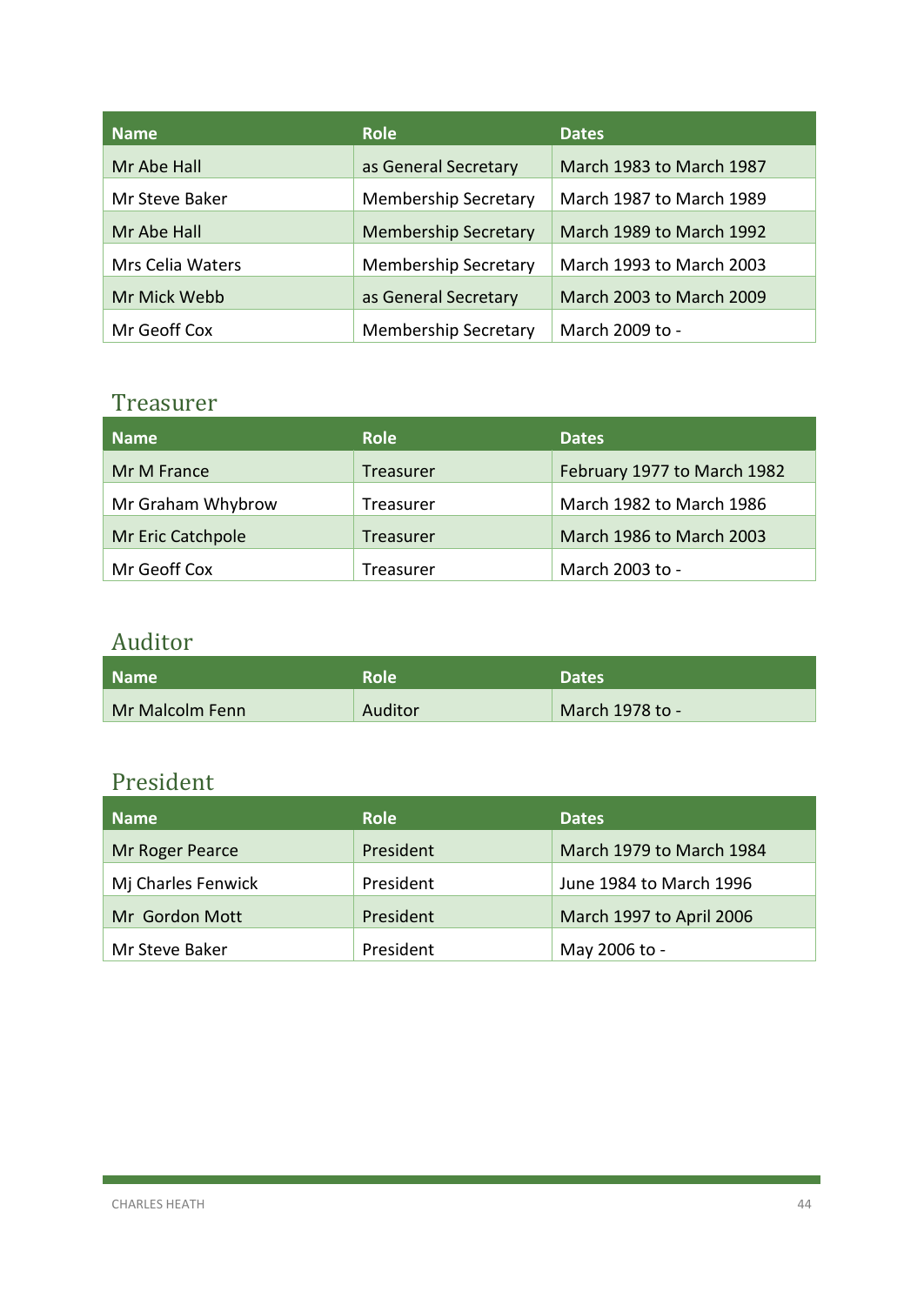| Name | Role | Dates |
|---|---|---|
| Mr Abe Hall | as General Secretary | March 1983 to March 1987 |
| Mr Steve Baker | Membership Secretary | March 1987 to March 1989 |
| Mr Abe Hall | Membership Secretary | March 1989 to March 1992 |
| Mrs Celia Waters | Membership Secretary | March 1993 to March 2003 |
| Mr Mick Webb | as General Secretary | March 2003 to March 2009 |
| Mr Geoff Cox | Membership Secretary | March 2009 to - |

## Treasurer

| Name | Role | Dates |
|---|---|---|
| Mr M France | Treasurer | February 1977 to March 1982 |
| Mr Graham Whybrow | Treasurer | March 1982 to March 1986 |
| Mr Eric Catchpole | Treasurer | March 1986 to March 2003 |
| Mr Geoff Cox | Treasurer | March 2003 to - |

## Auditor

| Name | Role | Dates |
|---|---|---|
| Mr Malcolm Fenn | Auditor | March 1978 to - |

## President

| Name | Role | Dates |
|---|---|---|
| Mr Roger Pearce | President | March 1979 to March 1984 |
| Mj Charles Fenwick | President | June 1984 to March 1996 |
| Mr Gordon Mott | President | March 1997 to April 2006 |
| Mr Steve Baker | President | May 2006 to - |